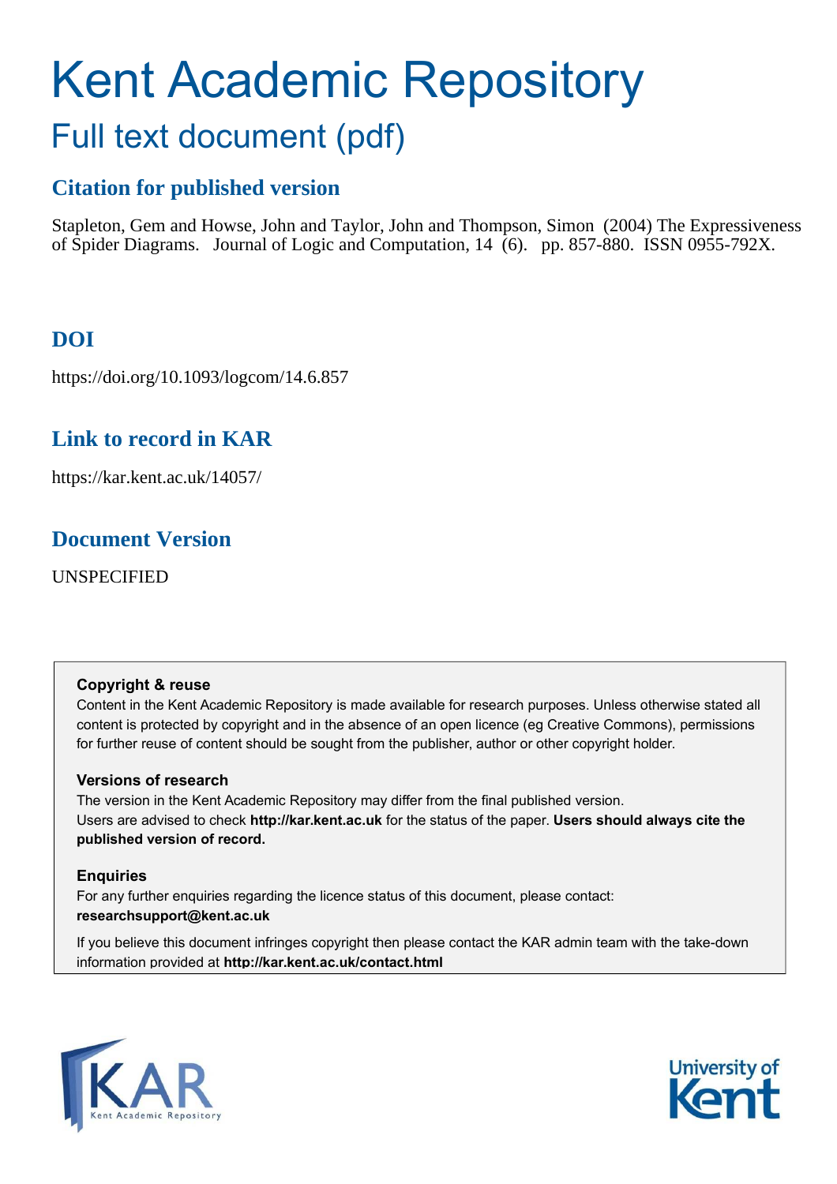# Kent Academic Repository

## Full text document (pdf)

### Citation for published version

Stapleton, Gem and Howse, John and Taylor, John and Thompson, Simon (2004) The Expressiveness of Spider Diagrams. Journal of Logic and Computation, 14 (6). pp. 857-880. ISSN 0955-792X.

### DOI

https://doi.org/10.1093/logcom/14.6.857

### Link to record in KAR

https://kar.kent.ac.uk/14057/

### Document Version

UNSPECIFIED

**Copyright & reuse**

Content in the Kent Academic Repository is made available for research purposes. Unless otherwise stated all content is protected by copyright and in the absence of an open licence (eg Creative Commons), permissions for further reuse of content should be sought from the publisher, author or other copyright holder.

**Versions of research**

The version in the Kent Academic Repository may differ from the final published version.
Users are advised to check **http://kar.kent.ac.uk** for the status of the paper. **Users should always cite the published version of record.**

**Enquiries**

For any further enquiries regarding the licence status of this document, please contact:
**researchsupport@kent.ac.uk**

If you believe this document infringes copyright then please contact the KAR admin team with the take-down information provided at **http://kar.kent.ac.uk/contact.html**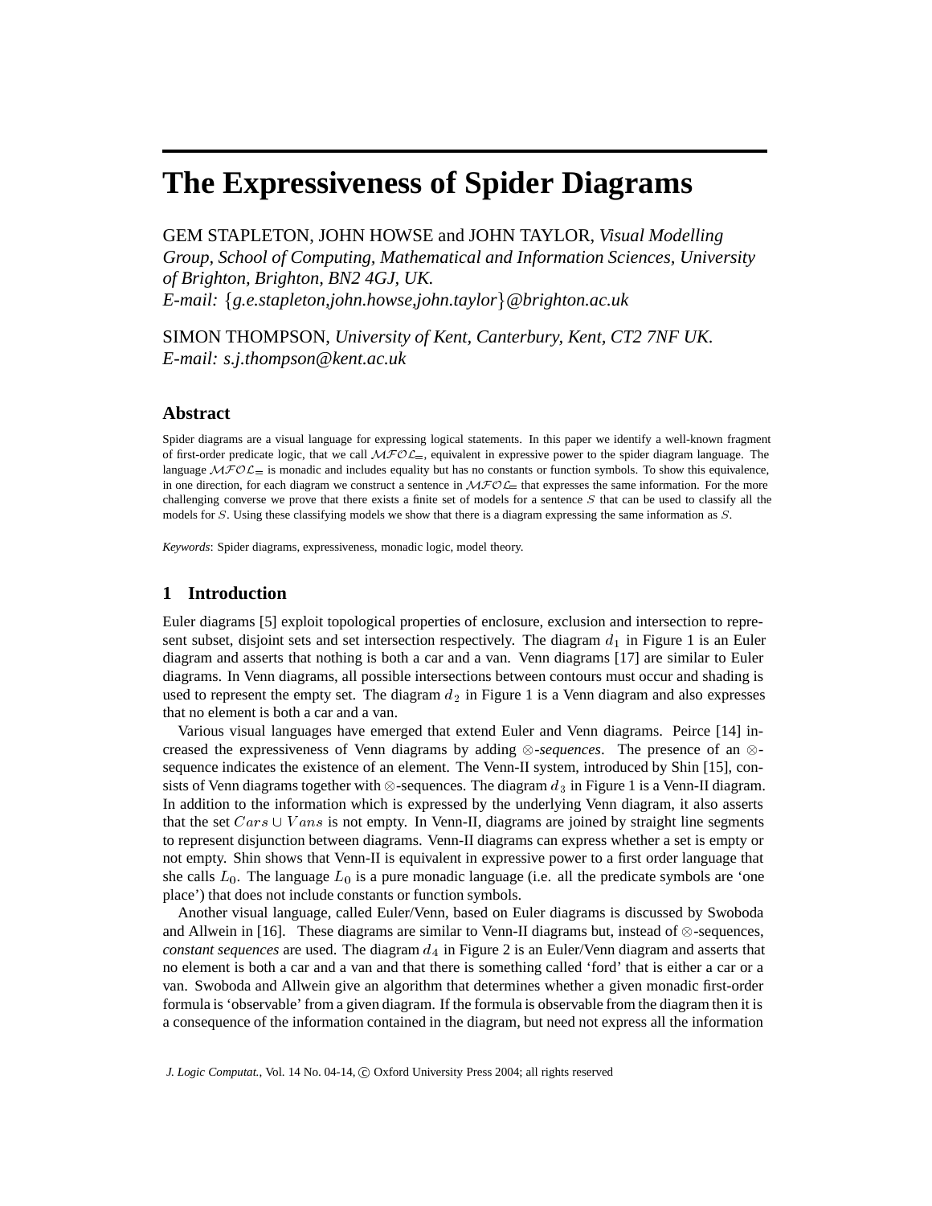# The Expressiveness of Spider Diagrams

GEM STAPLETON, JOHN HOWSE and JOHN TAYLOR, *Visual Modelling Group, School of Computing, Mathematical and Information Sciences, University of Brighton, Brighton, BN2 4GJ, UK.*
*E-mail:* {*g.e.stapleton,john.howse,john.taylor*}*@brighton.ac.uk*

SIMON THOMPSON, *University of Kent, Canterbury, Kent, CT2 7NF UK.*
*E-mail: s.j.thompson@kent.ac.uk*

### Abstract

Spider diagrams are a visual language for expressing logical statements. In this paper we identify a well-known fragment of first-order predicate logic, that we call $\mathcal{MFOL}_=$, equivalent in expressive power to the spider diagram language. The language $\mathcal{MFOL}_=$ is monadic and includes equality but has no constants or function symbols. To show this equivalence, in one direction, for each diagram we construct a sentence in $\mathcal{MFOL}_=$ that expresses the same information. For the more challenging converse we prove that there exists a finite set of models for a sentence $S$ that can be used to classify all the models for $S$. Using these classifying models we show that there is a diagram expressing the same information as $S$.

*Keywords*: Spider diagrams, expressiveness, monadic logic, model theory.

## 1 Introduction

Euler diagrams [5] exploit topological properties of enclosure, exclusion and intersection to represent subset, disjoint sets and set intersection respectively. The diagram $d_1$ in Figure 1 is an Euler diagram and asserts that nothing is both a car and a van. Venn diagrams [17] are similar to Euler diagrams. In Venn diagrams, all possible intersections between contours must occur and shading is used to represent the empty set. The diagram $d_2$ in Figure 1 is a Venn diagram and also expresses that no element is both a car and a van.

Various visual languages have emerged that extend Euler and Venn diagrams. Peirce [14] increased the expressiveness of Venn diagrams by adding $\otimes$-*sequences*. The presence of an $\otimes$-sequence indicates the existence of an element. The Venn-II system, introduced by Shin [15], consists of Venn diagrams together with $\otimes$-sequences. The diagram $d_3$ in Figure 1 is a Venn-II diagram. In addition to the information which is expressed by the underlying Venn diagram, it also asserts that the set $Cars \cup Vans$ is not empty. In Venn-II, diagrams are joined by straight line segments to represent disjunction between diagrams. Venn-II diagrams can express whether a set is empty or not empty. Shin shows that Venn-II is equivalent in expressive power to a first order language that she calls $L_0$. The language $L_0$ is a pure monadic language (i.e. all the predicate symbols are 'one place') that does not include constants or function symbols.

Another visual language, called Euler/Venn, based on Euler diagrams is discussed by Swoboda and Allwein in [16]. These diagrams are similar to Venn-II diagrams but, instead of $\otimes$-sequences, *constant sequences* are used. The diagram $d_4$ in Figure 2 is an Euler/Venn diagram and asserts that no element is both a car and a van and that there is something called 'ford' that is either a car or a van. Swoboda and Allwein give an algorithm that determines whether a given monadic first-order formula is 'observable' from a given diagram. If the formula is observable from the diagram then it is a consequence of the information contained in the diagram, but need not express all the information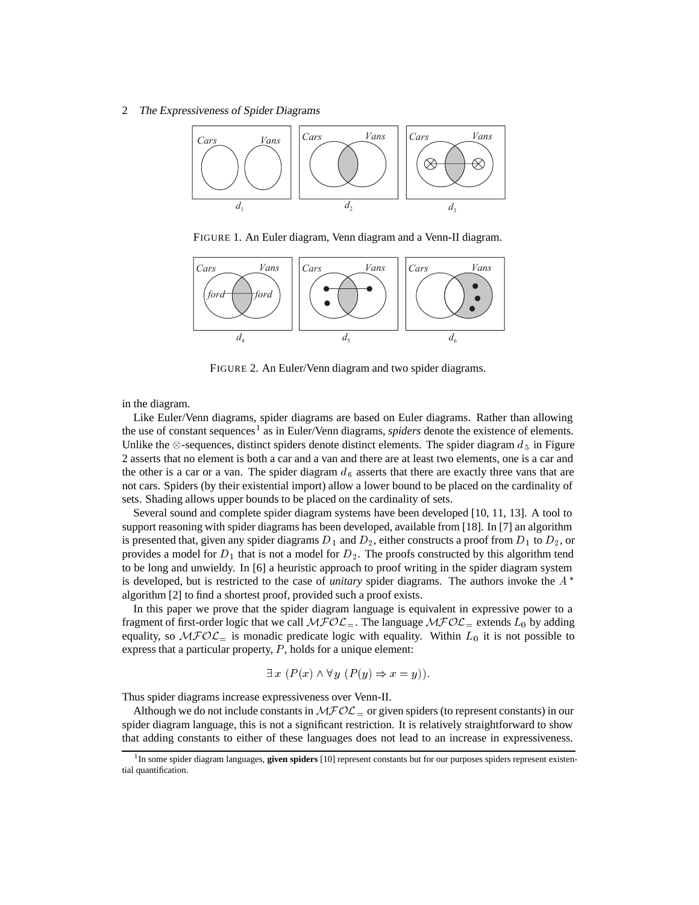FIGURE 1. An Euler diagram, Venn diagram and a Venn-II diagram.

FIGURE 2. An Euler/Venn diagram and two spider diagrams.

in the diagram.

Like Euler/Venn diagrams, spider diagrams are based on Euler diagrams. Rather than allowing the use of constant sequences[1] as in Euler/Venn diagrams, *spiders* denote the existence of elements. Unlike the $\otimes$-sequences, distinct spiders denote distinct elements. The spider diagram $d_5$ in Figure 2 asserts that no element is both a car and a van and there are at least two elements, one is a car and the other is a car or a van. The spider diagram $d_6$ asserts that there are exactly three vans that are not cars. Spiders (by their existential import) allow a lower bound to be placed on the cardinality of sets. Shading allows upper bounds to be placed on the cardinality of sets.

Several sound and complete spider diagram systems have been developed [10, 11, 13]. A tool to support reasoning with spider diagrams has been developed, available from [18]. In [7] an algorithm is presented that, given any spider diagrams $D_1$ and $D_2$, either constructs a proof from $D_1$ to $D_2$, or provides a model for $D_1$ that is not a model for $D_2$. The proofs constructed by this algorithm tend to be long and unwieldy. In [6] a heuristic approach to proof writing in the spider diagram system is developed, but is restricted to the case of *unitary* spider diagrams. The authors invoke the $A^*$ algorithm [2] to find a shortest proof, provided such a proof exists.

In this paper we prove that the spider diagram language is equivalent in expressive power to a fragment of first-order logic that we call $\mathcal{MFOL}_=$. The language $\mathcal{MFOL}_=$ extends $L_0$ by adding equality, so $\mathcal{MFOL}_=$ is monadic predicate logic with equality. Within $L_0$ it is not possible to express that a particular property, $P$, holds for a unique element:

$$\exists x \ (P(x) \wedge \forall y \ (P(y) \Rightarrow x = y)).$$

Thus spider diagrams increase expressiveness over Venn-II.

Although we do not include constants in $\mathcal{MFOL}_=$ or given spiders (to represent constants) in our spider diagram language, this is not a significant restriction. It is relatively straightforward to show that adding constants to either of these languages does not lead to an increase in expressiveness.

[1] In some spider diagram languages, **given spiders** [10] represent constants but for our purposes spiders represent existential quantification.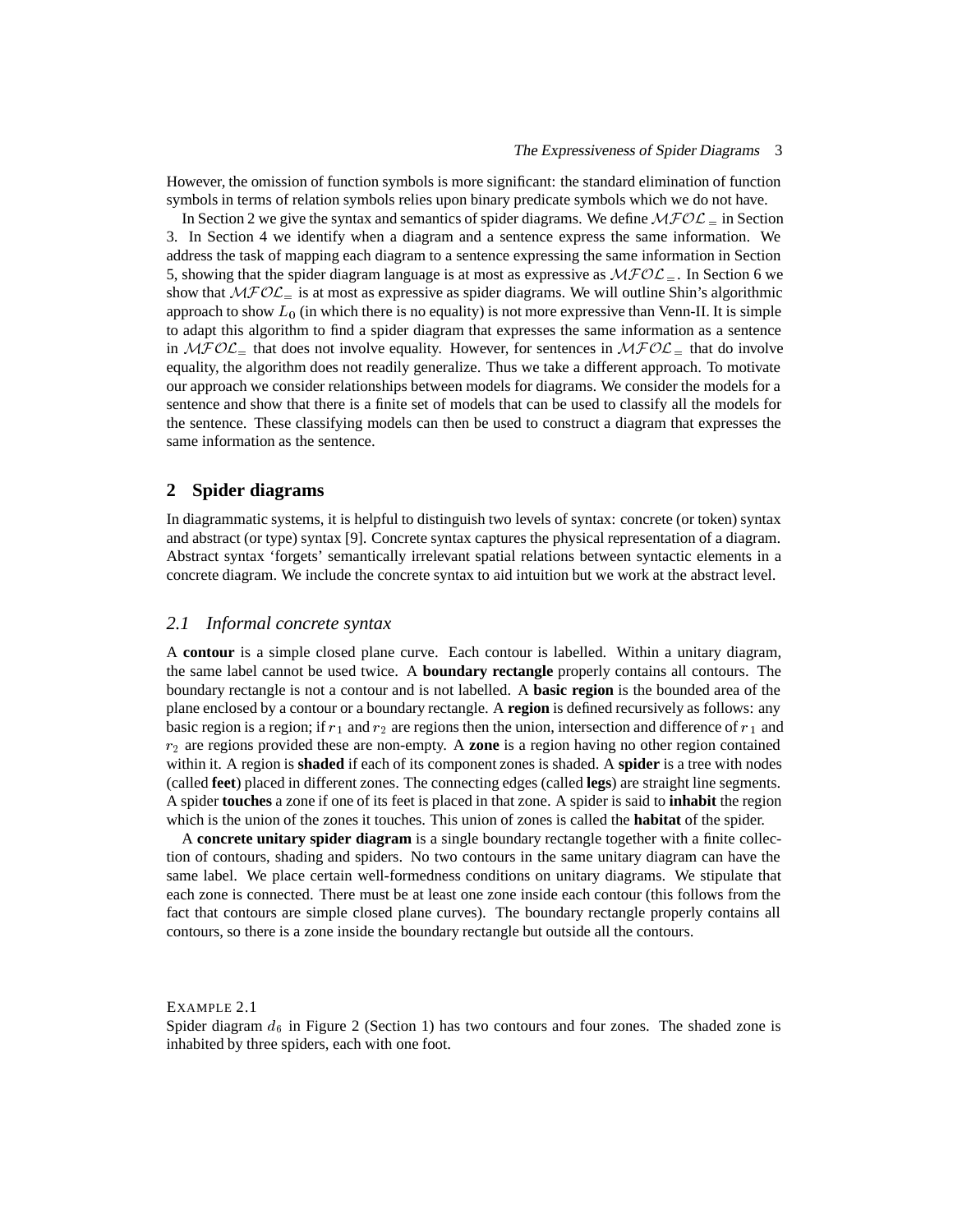However, the omission of function symbols is more significant: the standard elimination of function symbols in terms of relation symbols relies upon binary predicate symbols which we do not have.

In Section 2 we give the syntax and semantics of spider diagrams. We define $\mathcal{MFOL}_=$ in Section 3. In Section 4 we identify when a diagram and a sentence express the same information. We address the task of mapping each diagram to a sentence expressing the same information in Section 5, showing that the spider diagram language is at most as expressive as $\mathcal{MFOL}_=$. In Section 6 we show that $\mathcal{MFOL}_=$ is at most as expressive as spider diagrams. We will outline Shin's algorithmic approach to show $L_0$ (in which there is no equality) is not more expressive than Venn-II. It is simple to adapt this algorithm to find a spider diagram that expresses the same information as a sentence in $\mathcal{MFOL}_=$ that does not involve equality. However, for sentences in $\mathcal{MFOL}_=$ that do involve equality, the algorithm does not readily generalize. Thus we take a different approach. To motivate our approach we consider relationships between models for diagrams. We consider the models for a sentence and show that there is a finite set of models that can be used to classify all the models for the sentence. These classifying models can then be used to construct a diagram that expresses the same information as the sentence.

## 2 Spider diagrams

In diagrammatic systems, it is helpful to distinguish two levels of syntax: concrete (or token) syntax and abstract (or type) syntax [9]. Concrete syntax captures the physical representation of a diagram. Abstract syntax 'forgets' semantically irrelevant spatial relations between syntactic elements in a concrete diagram. We include the concrete syntax to aid intuition but we work at the abstract level.

### 2.1 Informal concrete syntax

A **contour** is a simple closed plane curve. Each contour is labelled. Within a unitary diagram, the same label cannot be used twice. A **boundary rectangle** properly contains all contours. The boundary rectangle is not a contour and is not labelled. A **basic region** is the bounded area of the plane enclosed by a contour or a boundary rectangle. A **region** is defined recursively as follows: any basic region is a region; if $r_1$ and $r_2$ are regions then the union, intersection and difference of $r_1$ and $r_2$ are regions provided these are non-empty. A **zone** is a region having no other region contained within it. A region is **shaded** if each of its component zones is shaded. A **spider** is a tree with nodes (called **feet**) placed in different zones. The connecting edges (called **legs**) are straight line segments. A spider **touches** a zone if one of its feet is placed in that zone. A spider is said to **inhabit** the region which is the union of the zones it touches. This union of zones is called the **habitat** of the spider.

A **concrete unitary spider diagram** is a single boundary rectangle together with a finite collection of contours, shading and spiders. No two contours in the same unitary diagram can have the same label. We place certain well-formedness conditions on unitary diagrams. We stipulate that each zone is connected. There must be at least one zone inside each contour (this follows from the fact that contours are simple closed plane curves). The boundary rectangle properly contains all contours, so there is a zone inside the boundary rectangle but outside all the contours.

EXAMPLE 2.1
Spider diagram $d_6$ in Figure 2 (Section 1) has two contours and four zones. The shaded zone is inhabited by three spiders, each with one foot.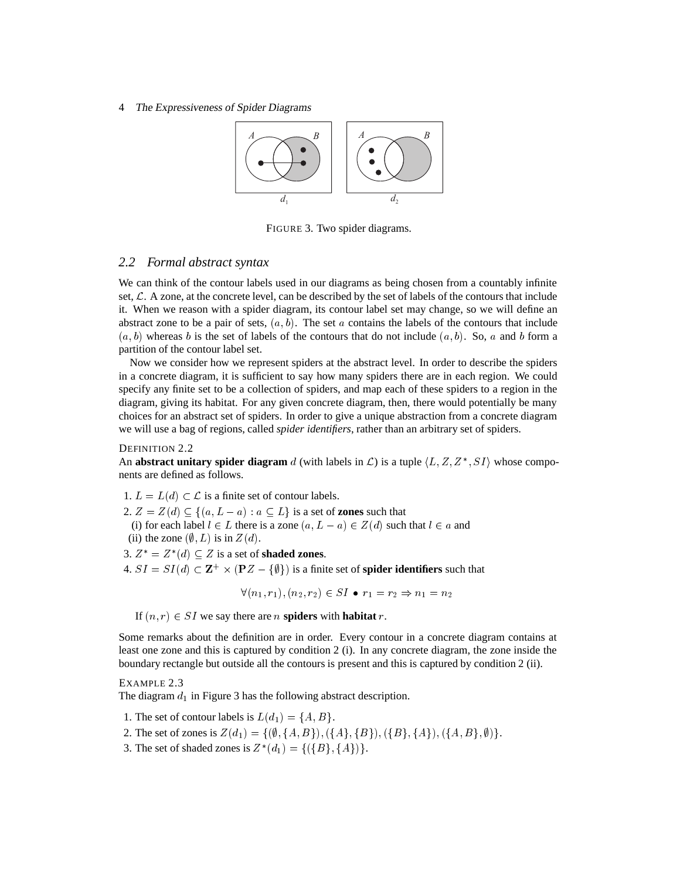FIGURE 3. Two spider diagrams.

## 2.2 Formal abstract syntax

We can think of the contour labels used in our diagrams as being chosen from a countably infinite set, $\mathcal{L}$. A zone, at the concrete level, can be described by the set of labels of the contours that include it. When we reason with a spider diagram, its contour label set may change, so we will define an abstract zone to be a pair of sets, $(a, b)$. The set $a$ contains the labels of the contours that include $(a, b)$ whereas $b$ is the set of labels of the contours that do not include $(a, b)$. So, $a$ and $b$ form a partition of the contour label set.

Now we consider how we represent spiders at the abstract level. In order to describe the spiders in a concrete diagram, it is sufficient to say how many spiders there are in each region. We could specify any finite set to be a collection of spiders, and map each of these spiders to a region in the diagram, giving its habitat. For any given concrete diagram, then, there would potentially be many choices for an abstract set of spiders. In order to give a unique abstraction from a concrete diagram we will use a bag of regions, called *spider identifiers*, rather than an arbitrary set of spiders.

DEFINITION 2.2
An **abstract unitary spider diagram** $d$ (with labels in $\mathcal{L}$) is a tuple $\langle L, Z, Z^*, SI \rangle$ whose components are defined as follows.

1. $L = L(d) \subset \mathcal{L}$ is a finite set of contour labels.
2. $Z = Z(d) \subseteq \{(a, L - a) : a \subseteq L\}$ is a set of **zones** such that
   (i) for each label $l \in L$ there is a zone $(a, L - a) \in Z(d)$ such that $l \in a$ and
   (ii) the zone $(\emptyset, L)$ is in $Z(d)$.
3. $Z^* = Z^*(d) \subseteq Z$ is a set of **shaded zones**.
4. $SI = SI(d) \subset \mathbf{Z}^+ \times (\mathbf{P}Z - \{\emptyset\})$ is a finite set of **spider identifiers** such that

$$\forall (n_1, r_1), (n_2, r_2) \in SI \bullet r_1 = r_2 \Rightarrow n_1 = n_2$$

If $(n, r) \in SI$ we say there are $n$ **spiders** with **habitat** $r$.

Some remarks about the definition are in order. Every contour in a concrete diagram contains at least one zone and this is captured by condition 2 (i). In any concrete diagram, the zone inside the boundary rectangle but outside all the contours is present and this is captured by condition 2 (ii).

EXAMPLE 2.3
The diagram $d_1$ in Figure 3 has the following abstract description.

1. The set of contour labels is $L(d_1) = \{A, B\}$.
2. The set of zones is $Z(d_1) = \{(\emptyset, \{A, B\}), (\{A\}, \{B\}), (\{B\}, \{A\}), (\{A, B\}, \emptyset)\}$.
3. The set of shaded zones is $Z^*(d_1) = \{(\{B\}, \{A\})\}$.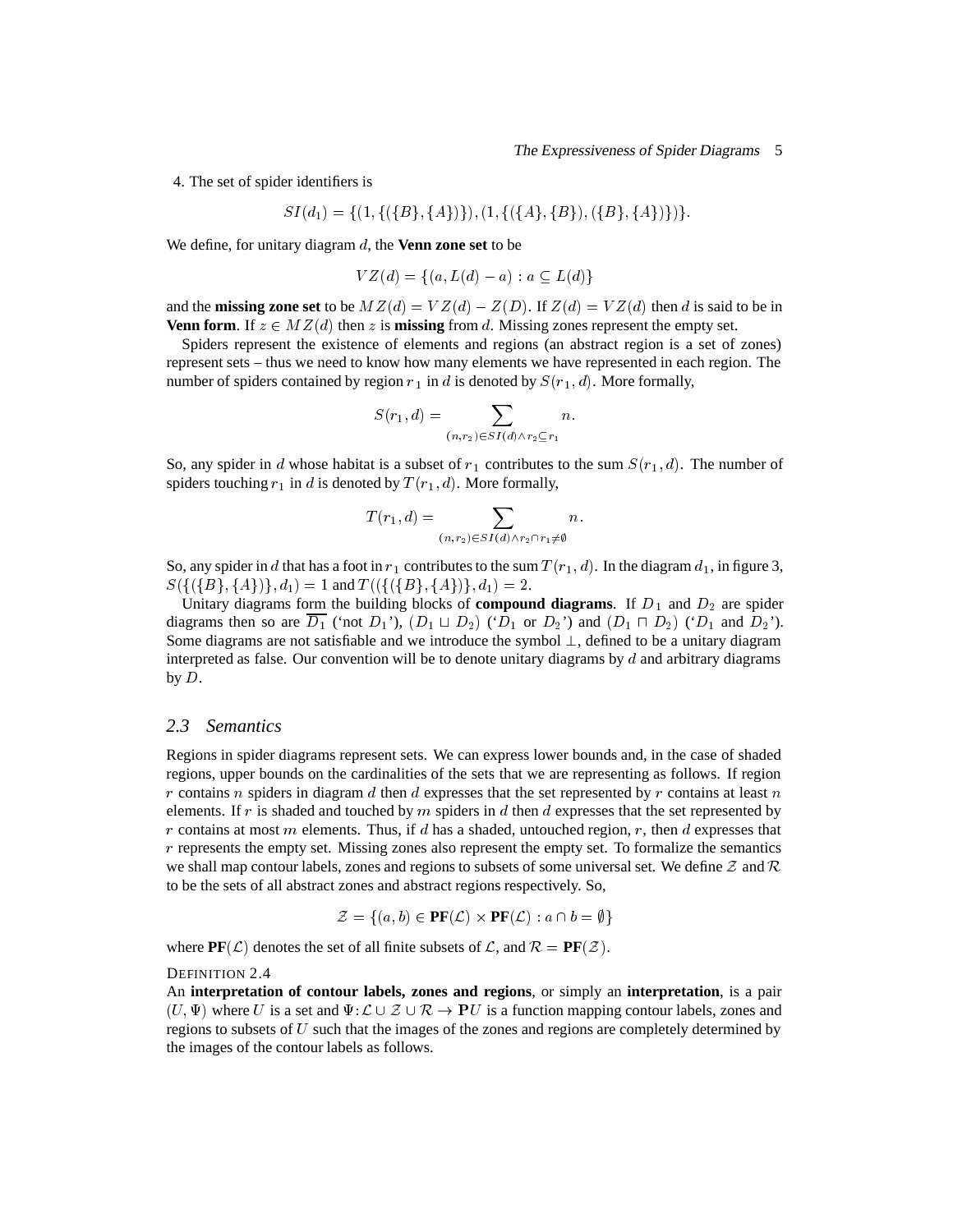4. The set of spider identifiers is

$$SI(d_1) = \{(1, \{(\{B\}, \{A\})\}), (1, \{(\{A\}, \{B\}), (\{B\}, \{A\})\})\}.$$

We define, for unitary diagram $d$, the **Venn zone set** to be

$$VZ(d) = \{(a, L(d) - a) : a \subseteq L(d)\}$$

and the **missing zone set** to be $MZ(d) = VZ(d) - Z(D)$. If $Z(d) = VZ(d)$ then $d$ is said to be in **Venn form**. If $z \in MZ(d)$ then $z$ is **missing** from $d$. Missing zones represent the empty set.

Spiders represent the existence of elements and regions (an abstract region is a set of zones) represent sets – thus we need to know how many elements we have represented in each region. The number of spiders contained by region $r_1$ in $d$ is denoted by $S(r_1, d)$. More formally,

$$S(r_1, d) = \sum_{(n, r_2) \in SI(d) \wedge r_2 \subseteq r_1} n.$$

So, any spider in $d$ whose habitat is a subset of $r_1$ contributes to the sum $S(r_1, d)$. The number of spiders touching $r_1$ in $d$ is denoted by $T(r_1, d)$. More formally,

$$T(r_1, d) = \sum_{(n, r_2) \in SI(d) \wedge r_2 \cap r_1 \neq \emptyset} n.$$

So, any spider in $d$ that has a foot in $r_1$ contributes to the sum $T(r_1, d)$. In the diagram $d_1$, in figure 3, $S(\{(\{B\}, \{A\})\}, d_1) = 1$ and $T((\{(\{B\}, \{A\})\}, d_1) = 2$.

Unitary diagrams form the building blocks of **compound diagrams**. If $D_1$ and $D_2$ are spider diagrams then so are $\overline{D_1}$ ('not $D_1$'), $(D_1 \sqcup D_2)$ ('$D_1$ or $D_2$') and $(D_1 \sqcap D_2)$ ('$D_1$ and $D_2$'). Some diagrams are not satisfiable and we introduce the symbol $\perp$, defined to be a unitary diagram interpreted as false. Our convention will be to denote unitary diagrams by $d$ and arbitrary diagrams by $D$.

## 2.3 *Semantics*

Regions in spider diagrams represent sets. We can express lower bounds and, in the case of shaded regions, upper bounds on the cardinalities of the sets that we are representing as follows. If region $r$ contains $n$ spiders in diagram $d$ then $d$ expresses that the set represented by $r$ contains at least $n$ elements. If $r$ is shaded and touched by $m$ spiders in $d$ then $d$ expresses that the set represented by $r$ contains at most $m$ elements. Thus, if $d$ has a shaded, untouched region, $r$, then $d$ expresses that $r$ represents the empty set. Missing zones also represent the empty set. To formalize the semantics we shall map contour labels, zones and regions to subsets of some universal set. We define $\mathcal{Z}$ and $\mathcal{R}$ to be the sets of all abstract zones and abstract regions respectively. So,

$$\mathcal{Z} = \{(a, b) \in \mathbf{PF}(\mathcal{L}) \times \mathbf{PF}(\mathcal{L}) : a \cap b = \emptyset\}$$

where $\mathbf{PF}(\mathcal{L})$ denotes the set of all finite subsets of $\mathcal{L}$, and $\mathcal{R} = \mathbf{PF}(\mathcal{Z})$.

DEFINITION 2.4
An **interpretation of contour labels, zones and regions**, or simply an **interpretation**, is a pair $(U, \Psi)$ where $U$ is a set and $\Psi : \mathcal{L} \cup \mathcal{Z} \cup \mathcal{R} \to \mathbf{P}U$ is a function mapping contour labels, zones and regions to subsets of $U$ such that the images of the zones and regions are completely determined by the images of the contour labels as follows.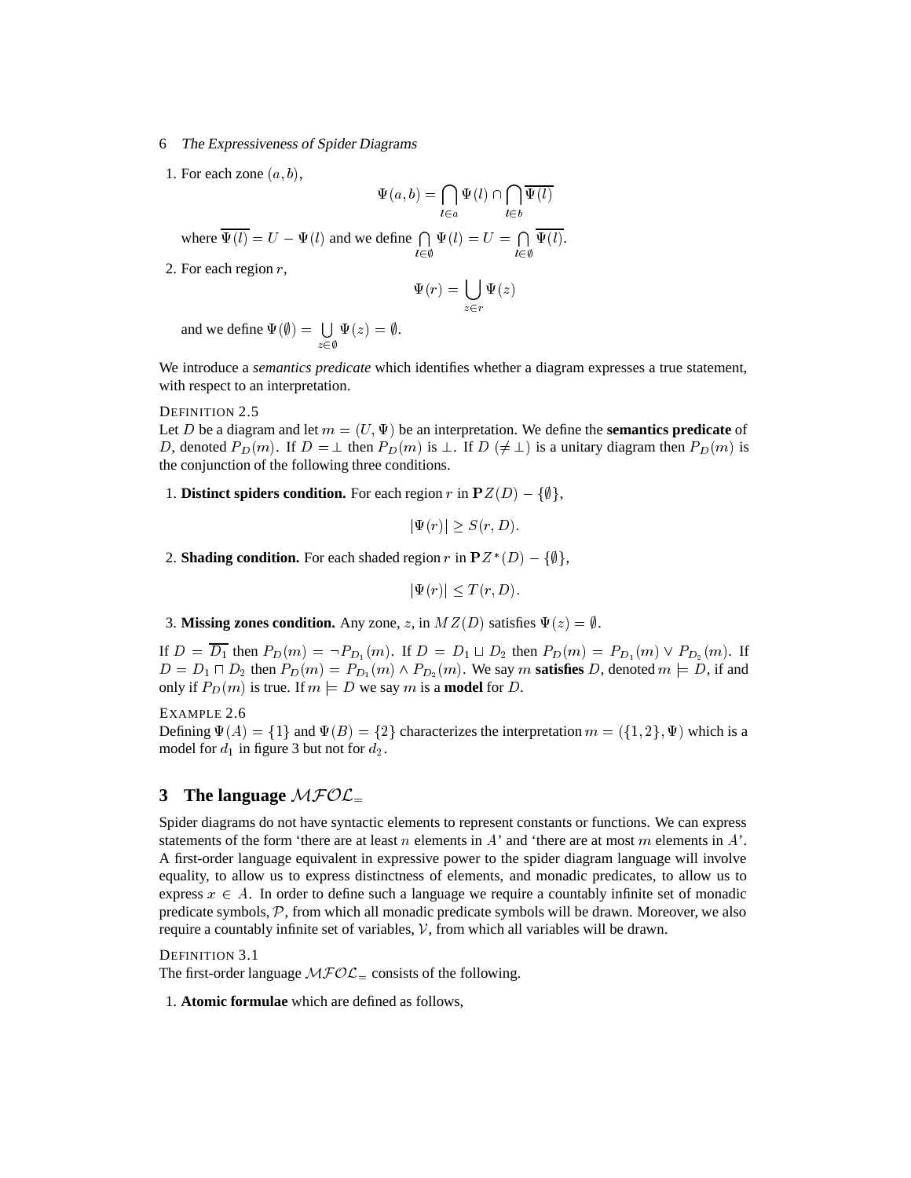1. For each zone $(a, b)$,

$$\Psi(a,b) = \bigcap_{l \in a} \Psi(l) \cap \bigcap_{l \in b} \overline{\Psi(l)}$$

   where $\overline{\Psi(l)} = U - \Psi(l)$ and we define $\bigcap_{l \in \emptyset} \Psi(l) = U = \bigcap_{l \in \emptyset} \overline{\Psi(l)}$.

2. For each region $r$,

$$\Psi(r) = \bigcup_{z \in r} \Psi(z)$$

   and we define $\Psi(\emptyset) = \bigcup_{z \in \emptyset} \Psi(z) = \emptyset$.

We introduce a *semantics predicate* which identifies whether a diagram expresses a true statement, with respect to an interpretation.

DEFINITION 2.5
Let $D$ be a diagram and let $m = (U, \Psi)$ be an interpretation. We define the **semantics predicate** of $D$, denoted $P_D(m)$. If $D = \perp$ then $P_D(m)$ is $\perp$. If $D$ $(\neq \perp)$ is a unitary diagram then $P_D(m)$ is the conjunction of the following three conditions.

1. **Distinct spiders condition.** For each region $r$ in $\mathbf{P}Z(D) - \{\emptyset\}$,

$$|\Psi(r)| \geq S(r, D).$$

2. **Shading condition.** For each shaded region $r$ in $\mathbf{P}Z^*(D) - \{\emptyset\}$,

$$|\Psi(r)| \leq T(r, D).$$

3. **Missing zones condition.** Any zone, $z$, in $MZ(D)$ satisfies $\Psi(z) = \emptyset$.

If $D = \overline{D_1}$ then $P_D(m) = \neg P_{D_1}(m)$. If $D = D_1 \sqcup D_2$ then $P_D(m) = P_{D_1}(m) \vee P_{D_2}(m)$. If $D = D_1 \sqcap D_2$ then $P_D(m) = P_{D_1}(m) \wedge P_{D_2}(m)$. We say $m$ **satisfies** $D$, denoted $m \models D$, if and only if $P_D(m)$ is true. If $m \models D$ we say $m$ is a **model** for $D$.

EXAMPLE 2.6
Defining $\Psi(A) = \{1\}$ and $\Psi(B) = \{2\}$ characterizes the interpretation $m = (\{1, 2\}, \Psi)$ which is a model for $d_1$ in figure 3 but not for $d_2$.

## 3 The language $\mathcal{MFOL}_=$

Spider diagrams do not have syntactic elements to represent constants or functions. We can express statements of the form 'there are at least $n$ elements in $A$' and 'there are at most $m$ elements in $A$'. A first-order language equivalent in expressive power to the spider diagram language will involve equality, to allow us to express distinctness of elements, and monadic predicates, to allow us to express $x \in A$. In order to define such a language we require a countably infinite set of monadic predicate symbols, $\mathcal{P}$, from which all monadic predicate symbols will be drawn. Moreover, we also require a countably infinite set of variables, $\mathcal{V}$, from which all variables will be drawn.

DEFINITION 3.1
The first-order language $\mathcal{MFOL}_=$ consists of the following.

1. **Atomic formulae** which are defined as follows,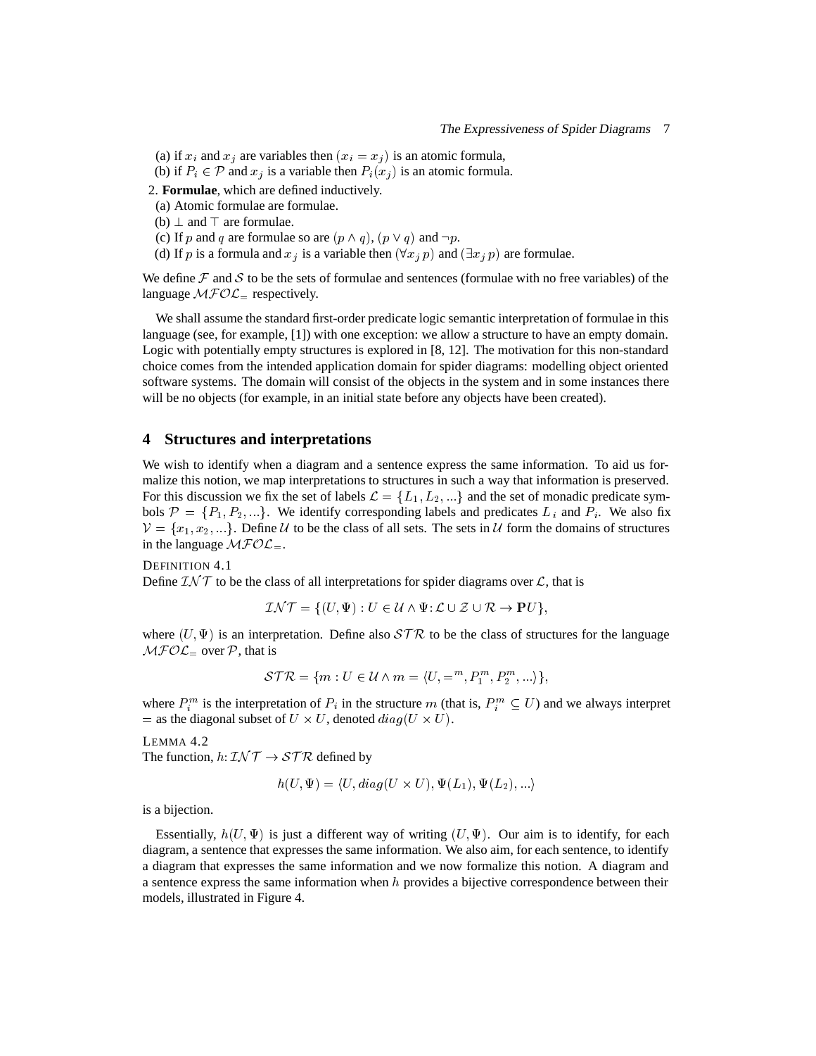(a) if $x_i$ and $x_j$ are variables then $(x_i = x_j)$ is an atomic formula,

(b) if $P_i \in \mathcal{P}$ and $x_j$ is a variable then $P_i(x_j)$ is an atomic formula.

2. **Formulae**, which are defined inductively.

(a) Atomic formulae are formulae.

(b) $\perp$ and $\top$ are formulae.

(c) If $p$ and $q$ are formulae so are $(p \wedge q)$, $(p \vee q)$ and $\neg p$.

(d) If $p$ is a formula and $x_j$ is a variable then $(\forall x_j \, p)$ and $(\exists x_j \, p)$ are formulae.

We define $\mathcal{F}$ and $\mathcal{S}$ to be the sets of formulae and sentences (formulae with no free variables) of the language $\mathcal{MFOL}_=$ respectively.

We shall assume the standard first-order predicate logic semantic interpretation of formulae in this language (see, for example, [1]) with one exception: we allow a structure to have an empty domain. Logic with potentially empty structures is explored in [8, 12]. The motivation for this non-standard choice comes from the intended application domain for spider diagrams: modelling object oriented software systems. The domain will consist of the objects in the system and in some instances there will be no objects (for example, in an initial state before any objects have been created).

## 4 Structures and interpretations

We wish to identify when a diagram and a sentence express the same information. To aid us formalize this notion, we map interpretations to structures in such a way that information is preserved. For this discussion we fix the set of labels $\mathcal{L} = \{L_1, L_2, ...\}$ and the set of monadic predicate symbols $\mathcal{P} = \{P_1, P_2, ...\}$. We identify corresponding labels and predicates $L_i$ and $P_i$. We also fix $\mathcal{V} = \{x_1, x_2, ...\}$. Define $\mathcal{U}$ to be the class of all sets. The sets in $\mathcal{U}$ form the domains of structures in the language $\mathcal{MFOL}_=$.

DEFINITION 4.1
Define $\mathcal{INT}$ to be the class of all interpretations for spider diagrams over $\mathcal{L}$, that is

$$\mathcal{INT} = \{(U, \Psi) : U \in \mathcal{U} \wedge \Psi \colon \mathcal{L} \cup \mathcal{Z} \cup \mathcal{R} \to \mathbf{P}U\},$$

where $(U, \Psi)$ is an interpretation. Define also $\mathcal{STR}$ to be the class of structures for the language $\mathcal{MFOL}_=$ over $\mathcal{P}$, that is

$$\mathcal{STR} = \{m : U \in \mathcal{U} \wedge m = \langle U, =^m, P_1^m, P_2^m, ...\rangle\},$$

where $P_i^m$ is the interpretation of $P_i$ in the structure $m$ (that is, $P_i^m \subseteq U$) and we always interpret $=$ as the diagonal subset of $U \times U$, denoted $diag(U \times U)$.

LEMMA 4.2
The function, $h \colon \mathcal{INT} \to \mathcal{STR}$ defined by

$$h(U, \Psi) = \langle U, diag(U \times U), \Psi(L_1), \Psi(L_2), ...\rangle$$

is a bijection.

Essentially, $h(U, \Psi)$ is just a different way of writing $(U, \Psi)$. Our aim is to identify, for each diagram, a sentence that expresses the same information. We also aim, for each sentence, to identify a diagram that expresses the same information and we now formalize this notion. A diagram and a sentence express the same information when $h$ provides a bijective correspondence between their models, illustrated in Figure 4.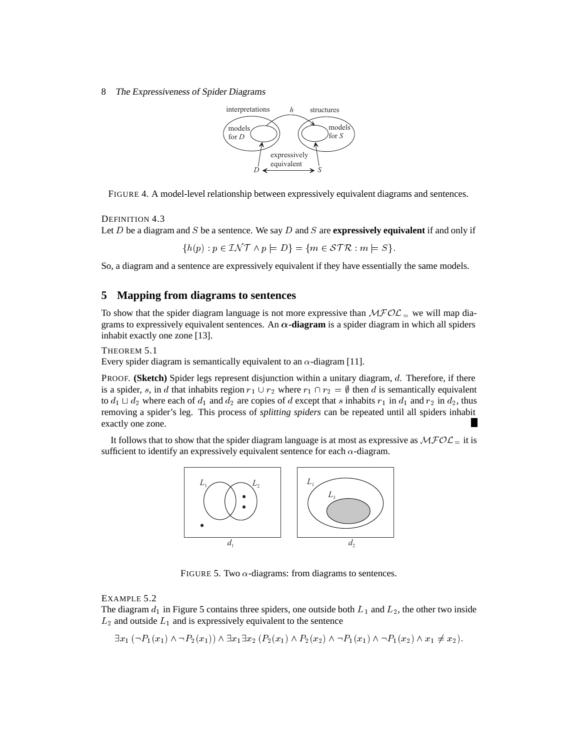FIGURE 4. A model-level relationship between expressively equivalent diagrams and sentences.

DEFINITION 4.3
Let $D$ be a diagram and $S$ be a sentence. We say $D$ and $S$ are **expressively equivalent** if and only if

$$\{h(p) : p \in \mathcal{INT} \wedge p \models D\} = \{m \in \mathcal{STR} : m \models S\}.$$

So, a diagram and a sentence are expressively equivalent if they have essentially the same models.

## 5 Mapping from diagrams to sentences

To show that the spider diagram language is not more expressive than $\mathcal{MFOL}_=$ we will map diagrams to expressively equivalent sentences. An **$\alpha$-diagram** is a spider diagram in which all spiders inhabit exactly one zone [13].

THEOREM 5.1
Every spider diagram is semantically equivalent to an $\alpha$-diagram [11].

PROOF. **(Sketch)** Spider legs represent disjunction within a unitary diagram, $d$. Therefore, if there is a spider, $s$, in $d$ that inhabits region $r_1 \cup r_2$ where $r_1 \cap r_2 = \emptyset$ then $d$ is semantically equivalent to $d_1 \sqcup d_2$ where each of $d_1$ and $d_2$ are copies of $d$ except that $s$ inhabits $r_1$ in $d_1$ and $r_2$ in $d_2$, thus removing a spider's leg. This process of *splitting spiders* can be repeated until all spiders inhabit exactly one zone. ■

It follows that to show that the spider diagram language is at most as expressive as $\mathcal{MFOL}_=$ it is sufficient to identify an expressively equivalent sentence for each $\alpha$-diagram.

FIGURE 5. Two $\alpha$-diagrams: from diagrams to sentences.

EXAMPLE 5.2
The diagram $d_1$ in Figure 5 contains three spiders, one outside both $L_1$ and $L_2$, the other two inside $L_2$ and outside $L_1$ and is expressively equivalent to the sentence

$$\exists x_1\,(\neg P_1(x_1) \wedge \neg P_2(x_1)) \wedge \exists x_1 \exists x_2\,(P_2(x_1) \wedge P_2(x_2) \wedge \neg P_1(x_1) \wedge \neg P_1(x_2) \wedge x_1 \neq x_2).$$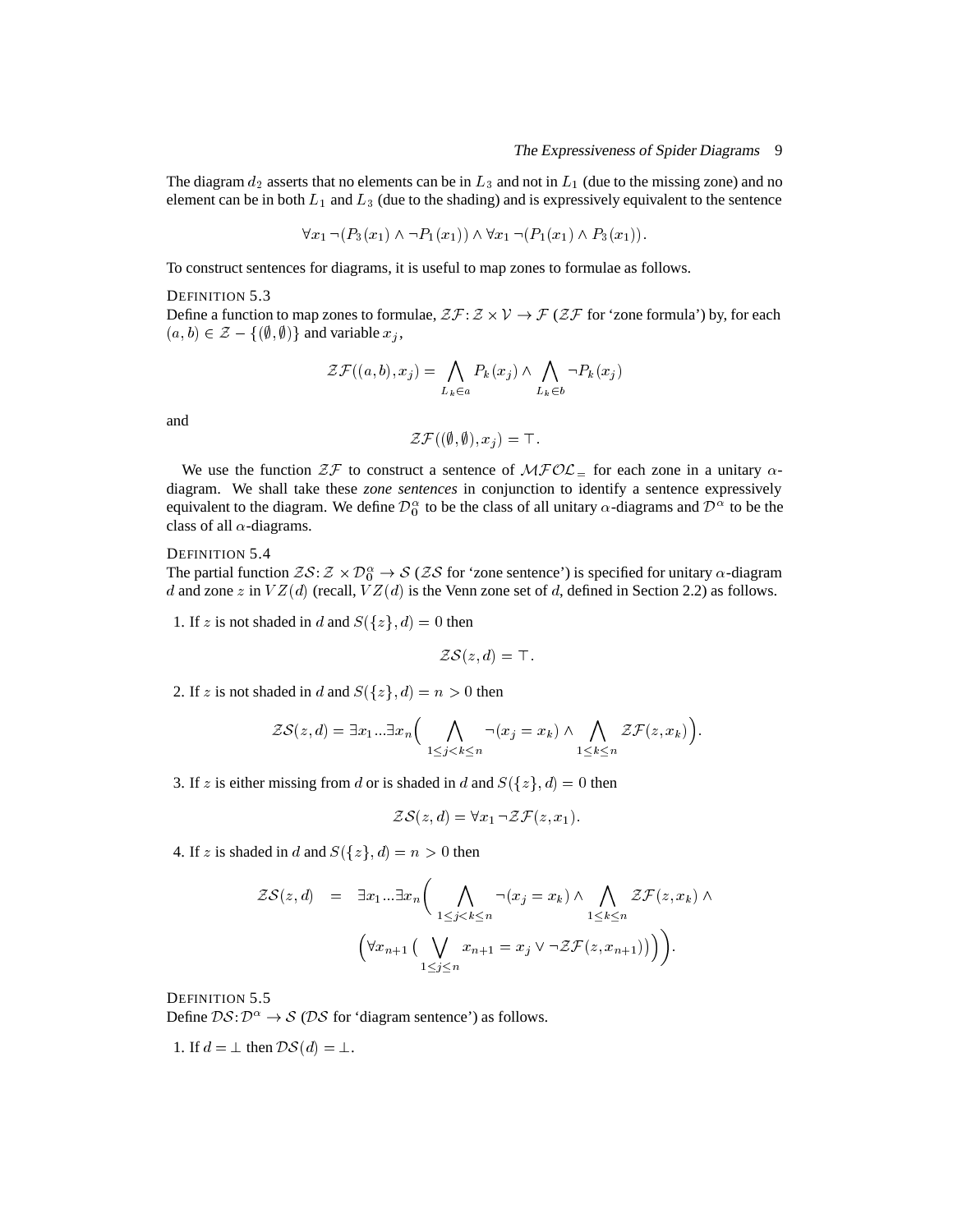The diagram $d_2$ asserts that no elements can be in $L_3$ and not in $L_1$ (due to the missing zone) and no element can be in both $L_1$ and $L_3$ (due to the shading) and is expressively equivalent to the sentence

$$\forall x_1 \neg(P_3(x_1) \wedge \neg P_1(x_1)) \wedge \forall x_1 \neg(P_1(x_1) \wedge P_3(x_1)).$$

To construct sentences for diagrams, it is useful to map zones to formulae as follows.

DEFINITION 5.3
Define a function to map zones to formulae, $\mathcal{ZF}: \mathcal{Z} \times \mathcal{V} \to \mathcal{F}$ ($\mathcal{ZF}$ for 'zone formula') by, for each $(a,b) \in \mathcal{Z} - \{(\emptyset, \emptyset)\}$ and variable $x_j$,

$$\mathcal{ZF}((a,b), x_j) = \bigwedge_{L_k \in a} P_k(x_j) \wedge \bigwedge_{L_k \in b} \neg P_k(x_j)$$

and

$$\mathcal{ZF}((\emptyset, \emptyset), x_j) = \top.$$

We use the function $\mathcal{ZF}$ to construct a sentence of $\mathcal{MFOL}_=$ for each zone in a unitary $\alpha$-diagram. We shall take these *zone sentences* in conjunction to identify a sentence expressively equivalent to the diagram. We define $\mathcal{D}_0^\alpha$ to be the class of all unitary $\alpha$-diagrams and $\mathcal{D}^\alpha$ to be the class of all $\alpha$-diagrams.

DEFINITION 5.4
The partial function $\mathcal{ZS}: \mathcal{Z} \times \mathcal{D}_0^\alpha \to \mathcal{S}$ ($\mathcal{ZS}$ for 'zone sentence') is specified for unitary $\alpha$-diagram $d$ and zone $z$ in $VZ(d)$ (recall, $VZ(d)$ is the Venn zone set of $d$, defined in Section 2.2) as follows.

1. If $z$ is not shaded in $d$ and $S(\{z\}, d) = 0$ then

$$\mathcal{ZS}(z, d) = \top.$$

2. If $z$ is not shaded in $d$ and $S(\{z\}, d) = n > 0$ then

$$\mathcal{ZS}(z, d) = \exists x_1 ... \exists x_n \Big( \bigwedge_{1 \le j < k \le n} \neg(x_j = x_k) \wedge \bigwedge_{1 \le k \le n} \mathcal{ZF}(z, x_k) \Big).$$

3. If $z$ is either missing from $d$ or is shaded in $d$ and $S(\{z\}, d) = 0$ then

$$\mathcal{ZS}(z, d) = \forall x_1 \neg \mathcal{ZF}(z, x_1).$$

4. If $z$ is shaded in $d$ and $S(\{z\}, d) = n > 0$ then

$$\begin{aligned} \mathcal{ZS}(z, d) \quad = \quad & \exists x_1 ... \exists x_n \Big( \bigwedge_{1 \le j < k \le n} \neg(x_j = x_k) \wedge \bigwedge_{1 \le k \le n} \mathcal{ZF}(z, x_k) \wedge \\ & \Big( \forall x_{n+1} \big( \bigvee_{1 \le j \le n} x_{n+1} = x_j \vee \neg \mathcal{ZF}(z, x_{n+1}) \big) \Big) \Big). \end{aligned}$$

DEFINITION 5.5
Define $\mathcal{DS}: \mathcal{D}^\alpha \to \mathcal{S}$ ($\mathcal{DS}$ for 'diagram sentence') as follows.

1. If $d = \perp$ then $\mathcal{DS}(d) = \perp$.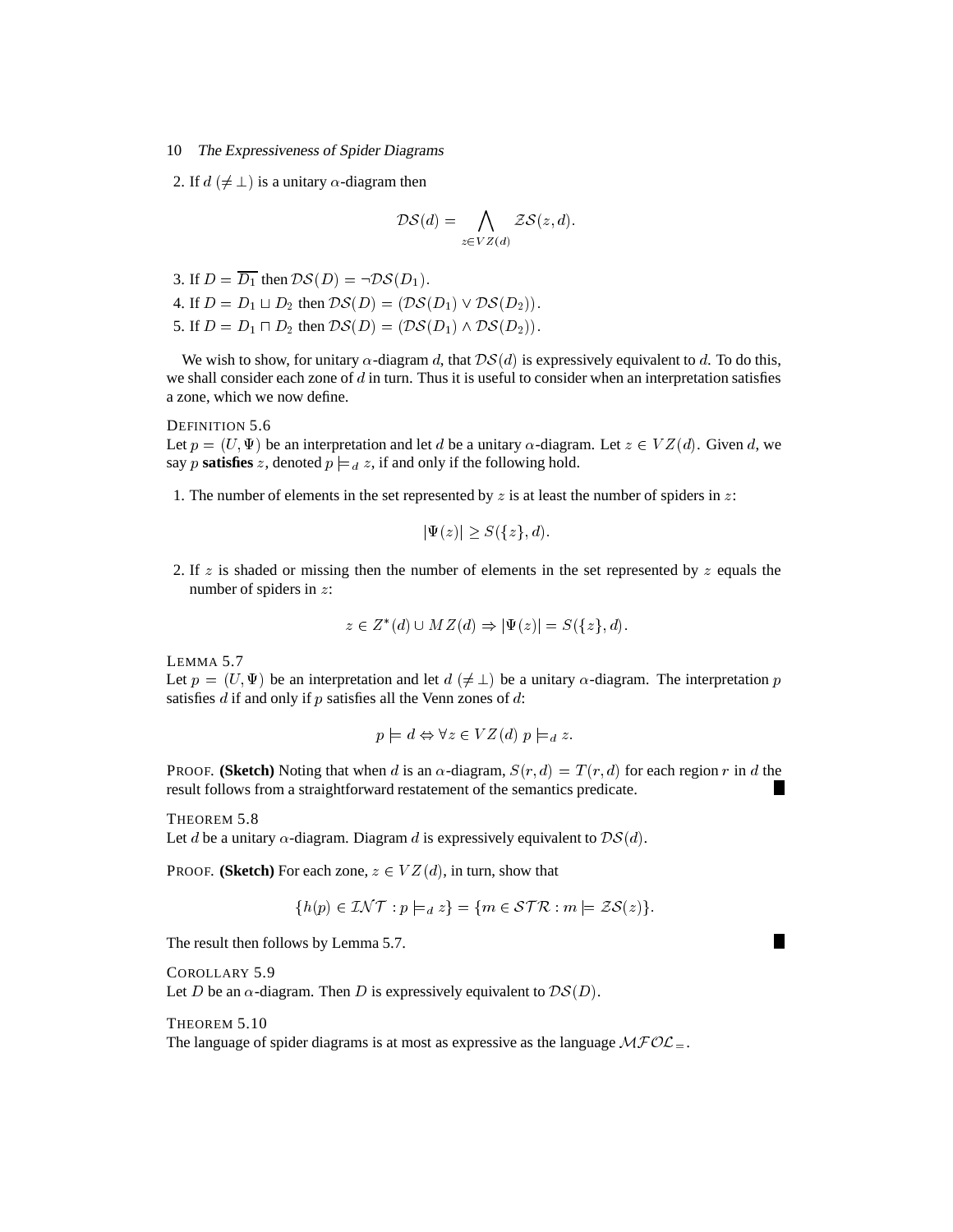2. If $d$ $(\neq \bot)$ is a unitary $\alpha$-diagram then

$$\mathcal{DS}(d) = \bigwedge_{z \in VZ(d)} \mathcal{ZS}(z, d).$$

3. If $D = \overline{D_1}$ then $\mathcal{DS}(D) = \neg \mathcal{DS}(D_1)$.
4. If $D = D_1 \sqcup D_2$ then $\mathcal{DS}(D) = (\mathcal{DS}(D_1) \vee \mathcal{DS}(D_2))$.
5. If $D = D_1 \sqcap D_2$ then $\mathcal{DS}(D) = (\mathcal{DS}(D_1) \wedge \mathcal{DS}(D_2))$.

We wish to show, for unitary $\alpha$-diagram $d$, that $\mathcal{DS}(d)$ is expressively equivalent to $d$. To do this, we shall consider each zone of $d$ in turn. Thus it is useful to consider when an interpretation satisfies a zone, which we now define.

DEFINITION 5.6
Let $p = (U, \Psi)$ be an interpretation and let $d$ be a unitary $\alpha$-diagram. Let $z \in VZ(d)$. Given $d$, we say $p$ **satisfies** $z$, denoted $p \models_d z$, if and only if the following hold.

1. The number of elements in the set represented by $z$ is at least the number of spiders in $z$:

$$|\Psi(z)| \geq S(\{z\}, d).$$

2. If $z$ is shaded or missing then the number of elements in the set represented by $z$ equals the number of spiders in $z$:

$$z \in Z^*(d) \cup MZ(d) \Rightarrow |\Psi(z)| = S(\{z\}, d).$$

LEMMA 5.7
Let $p = (U, \Psi)$ be an interpretation and let $d$ $(\neq \bot)$ be a unitary $\alpha$-diagram. The interpretation $p$ satisfies $d$ if and only if $p$ satisfies all the Venn zones of $d$:

$$p \models d \Leftrightarrow \forall z \in VZ(d)\ p \models_d z.$$

PROOF. **(Sketch)** Noting that when $d$ is an $\alpha$-diagram, $S(r, d) = T(r, d)$ for each region $r$ in $d$ the result follows from a straightforward restatement of the semantics predicate. ∎

THEOREM 5.8
Let $d$ be a unitary $\alpha$-diagram. Diagram $d$ is expressively equivalent to $\mathcal{DS}(d)$.

PROOF. **(Sketch)** For each zone, $z \in VZ(d)$, in turn, show that

$$\{h(p) \in \mathcal{INT} : p \models_d z\} = \{m \in \mathcal{STR} : m \models \mathcal{ZS}(z)\}.$$

The result then follows by Lemma 5.7. ∎

COROLLARY 5.9
Let $D$ be an $\alpha$-diagram. Then $D$ is expressively equivalent to $\mathcal{DS}(D)$.

THEOREM 5.10
The language of spider diagrams is at most as expressive as the language $\mathcal{MFOL}_=$.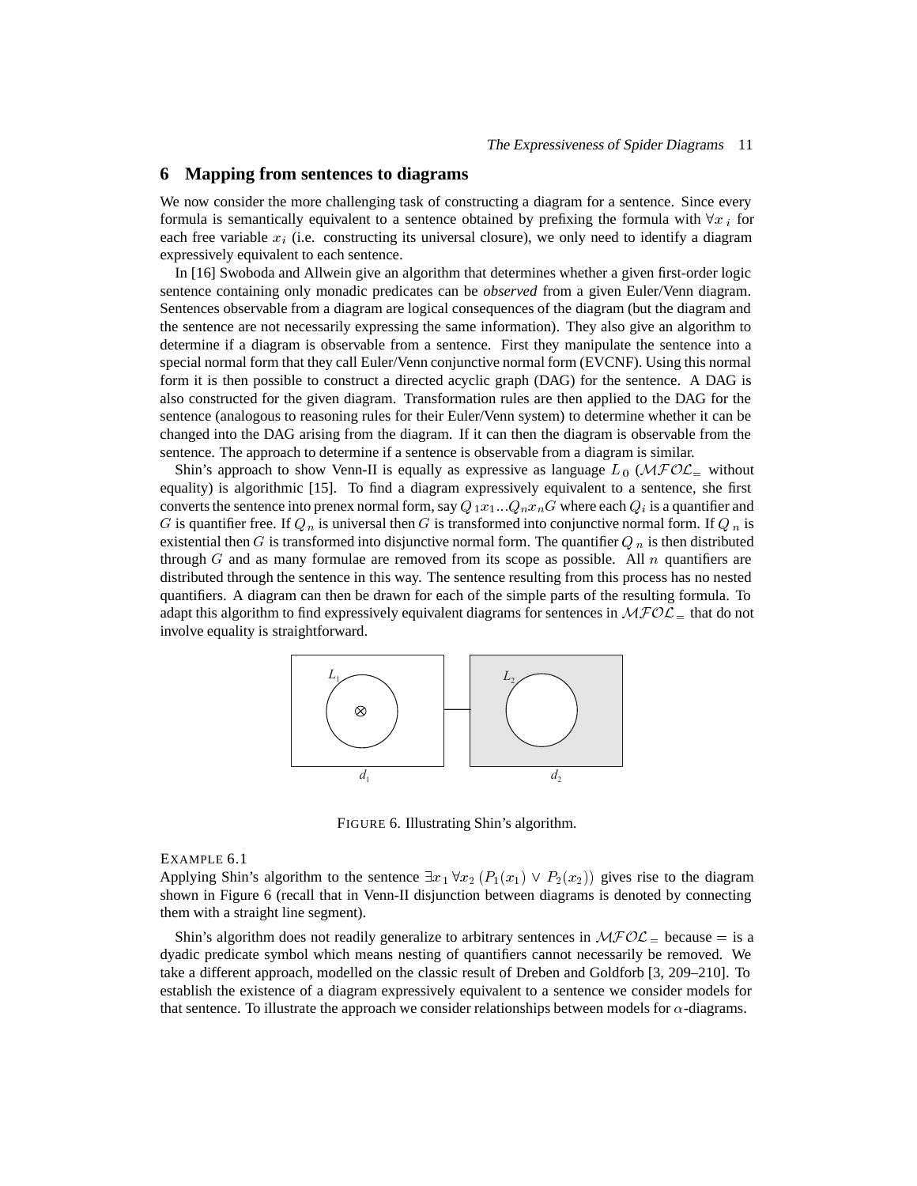## 6 Mapping from sentences to diagrams

We now consider the more challenging task of constructing a diagram for a sentence. Since every formula is semantically equivalent to a sentence obtained by prefixing the formula with $\forall x_i$ for each free variable $x_i$ (i.e. constructing its universal closure), we only need to identify a diagram expressively equivalent to each sentence.

In [16] Swoboda and Allwein give an algorithm that determines whether a given first-order logic sentence containing only monadic predicates can be *observed* from a given Euler/Venn diagram. Sentences observable from a diagram are logical consequences of the diagram (but the diagram and the sentence are not necessarily expressing the same information). They also give an algorithm to determine if a diagram is observable from a sentence. First they manipulate the sentence into a special normal form that they call Euler/Venn conjunctive normal form (EVCNF). Using this normal form it is then possible to construct a directed acyclic graph (DAG) for the sentence. A DAG is also constructed for the given diagram. Transformation rules are then applied to the DAG for the sentence (analogous to reasoning rules for their Euler/Venn system) to determine whether it can be changed into the DAG arising from the diagram. If it can then the diagram is observable from the sentence. The approach to determine if a sentence is observable from a diagram is similar.

Shin's approach to show Venn-II is equally as expressive as language $L_0$ ($\mathcal{MFOL}_=$ without equality) is algorithmic [15]. To find a diagram expressively equivalent to a sentence, she first converts the sentence into prenex normal form, say $Q_1x_1...Q_nx_nG$ where each $Q_i$ is a quantifier and $G$ is quantifier free. If $Q_n$ is universal then $G$ is transformed into conjunctive normal form. If $Q_n$ is existential then $G$ is transformed into disjunctive normal form. The quantifier $Q_n$ is then distributed through $G$ and as many formulae are removed from its scope as possible. All $n$ quantifiers are distributed through the sentence in this way. The sentence resulting from this process has no nested quantifiers. A diagram can then be drawn for each of the simple parts of the resulting formula. To adapt this algorithm to find expressively equivalent diagrams for sentences in $\mathcal{MFOL}_=$ that do not involve equality is straightforward.

FIGURE 6. Illustrating Shin's algorithm.

EXAMPLE 6.1
Applying Shin's algorithm to the sentence $\exists x_1 \forall x_2 \, (P_1(x_1) \vee P_2(x_2))$ gives rise to the diagram shown in Figure 6 (recall that in Venn-II disjunction between diagrams is denoted by connecting them with a straight line segment).

Shin's algorithm does not readily generalize to arbitrary sentences in $\mathcal{MFOL}_=$ because $=$ is a dyadic predicate symbol which means nesting of quantifiers cannot necessarily be removed. We take a different approach, modelled on the classic result of Dreben and Goldforb [3, 209–210]. To establish the existence of a diagram expressively equivalent to a sentence we consider models for that sentence. To illustrate the approach we consider relationships between models for $\alpha$-diagrams.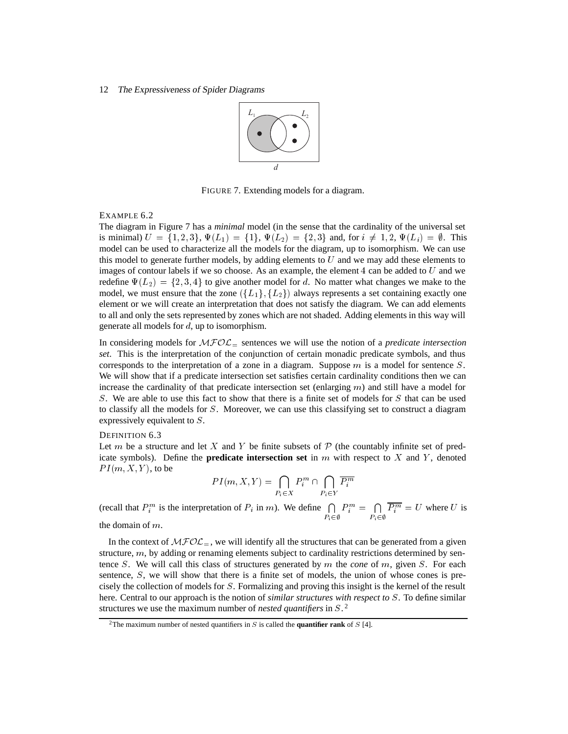FIGURE 7. Extending models for a diagram.

EXAMPLE 6.2
The diagram in Figure 7 has a *minimal* model (in the sense that the cardinality of the universal set is minimal) $U = \{1, 2, 3\}$, $\Psi(L_1) = \{1\}$, $\Psi(L_2) = \{2, 3\}$ and, for $i \neq 1, 2$, $\Psi(L_i) = \emptyset$. This model can be used to characterize all the models for the diagram, up to isomorphism. We can use this model to generate further models, by adding elements to $U$ and we may add these elements to images of contour labels if we so choose. As an example, the element 4 can be added to $U$ and we redefine $\Psi(L_2) = \{2, 3, 4\}$ to give another model for $d$. No matter what changes we make to the model, we must ensure that the zone $(\{L_1\}, \{L_2\})$ always represents a set containing exactly one element or we will create an interpretation that does not satisfy the diagram. We can add elements to all and only the sets represented by zones which are not shaded. Adding elements in this way will generate all models for $d$, up to isomorphism.

In considering models for $\mathcal{MFOL}_=$ sentences we will use the notion of a *predicate intersection set*. This is the interpretation of the conjunction of certain monadic predicate symbols, and thus corresponds to the interpretation of a zone in a diagram. Suppose $m$ is a model for sentence $S$. We will show that if a predicate intersection set satisfies certain cardinality conditions then we can increase the cardinality of that predicate intersection set (enlarging $m$) and still have a model for $S$. We are able to use this fact to show that there is a finite set of models for $S$ that can be used to classify all the models for $S$. Moreover, we can use this classifying set to construct a diagram expressively equivalent to $S$.

DEFINITION 6.3
Let $m$ be a structure and let $X$ and $Y$ be finite subsets of $\mathcal{P}$ (the countably infinite set of predicate symbols). Define the **predicate intersection set** in $m$ with respect to $X$ and $Y$, denoted $PI(m, X, Y)$, to be

$$PI(m, X, Y) = \bigcap_{P_i \in X} P_i^m \cap \bigcap_{P_i \in Y} \overline{P_i^m}$$

(recall that $P_i^m$ is the interpretation of $P_i$ in $m$). We define $\bigcap_{P_i \in \emptyset} P_i^m = \bigcap_{P_i \in \emptyset} \overline{P_i^m} = U$ where $U$ is the domain of $m$.

In the context of $\mathcal{MFOL}_=$, we will identify all the structures that can be generated from a given structure, $m$, by adding or renaming elements subject to cardinality restrictions determined by sentence $S$. We will call this class of structures generated by $m$ the *cone* of $m$, given $S$. For each sentence, $S$, we will show that there is a finite set of models, the union of whose cones is precisely the collection of models for $S$. Formalizing and proving this insight is the kernel of the result here. Central to our approach is the notion of *similar structures with respect to* $S$. To define similar structures we use the maximum number of *nested quantifiers* in $S$.[2]

[2]The maximum number of nested quantifiers in $S$ is called the **quantifier rank** of $S$ [4].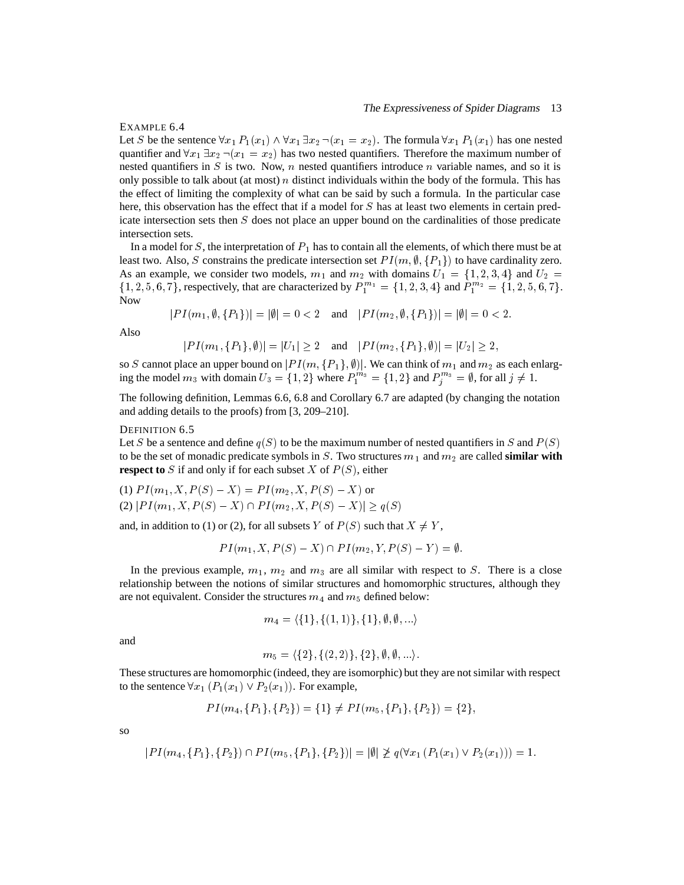EXAMPLE 6.4
Let $S$ be the sentence $\forall x_1\, P_1(x_1) \wedge \forall x_1\, \exists x_2\, \neg(x_1 = x_2)$. The formula $\forall x_1\, P_1(x_1)$ has one nested quantifier and $\forall x_1\, \exists x_2\, \neg(x_1 = x_2)$ has two nested quantifiers. Therefore the maximum number of nested quantifiers in $S$ is two. Now, $n$ nested quantifiers introduce $n$ variable names, and so it is only possible to talk about (at most) $n$ distinct individuals within the body of the formula. This has the effect of limiting the complexity of what can be said by such a formula. In the particular case here, this observation has the effect that if a model for $S$ has at least two elements in certain predicate intersection sets then $S$ does not place an upper bound on the cardinalities of those predicate intersection sets.

In a model for $S$, the interpretation of $P_1$ has to contain all the elements, of which there must be at least two. Also, $S$ constrains the predicate intersection set $PI(m, \emptyset, \{P_1\})$ to have cardinality zero. As an example, we consider two models, $m_1$ and $m_2$ with domains $U_1 = \{1, 2, 3, 4\}$ and $U_2 = \{1, 2, 5, 6, 7\}$, respectively, that are characterized by $P_1^{m_1} = \{1, 2, 3, 4\}$ and $P_1^{m_2} = \{1, 2, 5, 6, 7\}$. Now

$$|PI(m_1, \emptyset, \{P_1\})| = |\emptyset| = 0 < 2 \quad \text{and} \quad |PI(m_2, \emptyset, \{P_1\})| = |\emptyset| = 0 < 2.$$

Also

$$|PI(m_1, \{P_1\}, \emptyset)| = |U_1| \geq 2 \quad \text{and} \quad |PI(m_2, \{P_1\}, \emptyset)| = |U_2| \geq 2,$$

so $S$ cannot place an upper bound on $|PI(m, \{P_1\}, \emptyset)|$. We can think of $m_1$ and $m_2$ as each enlarging the model $m_3$ with domain $U_3 = \{1, 2\}$ where $P_1^{m_3} = \{1, 2\}$ and $P_j^{m_3} = \emptyset$, for all $j \neq 1$.

The following definition, Lemmas 6.6, 6.8 and Corollary 6.7 are adapted (by changing the notation and adding details to the proofs) from [3, 209–210].

DEFINITION 6.5
Let $S$ be a sentence and define $q(S)$ to be the maximum number of nested quantifiers in $S$ and $P(S)$ to be the set of monadic predicate symbols in $S$. Two structures $m_1$ and $m_2$ are called **similar with respect to** $S$ if and only if for each subset $X$ of $P(S)$, either

(1) $PI(m_1, X, P(S) - X) = PI(m_2, X, P(S) - X)$ or
(2) $|PI(m_1, X, P(S) - X) \cap PI(m_2, X, P(S) - X)| \geq q(S)$

and, in addition to (1) or (2), for all subsets $Y$ of $P(S)$ such that $X \neq Y$,

$$PI(m_1, X, P(S) - X) \cap PI(m_2, Y, P(S) - Y) = \emptyset.$$

In the previous example, $m_1$, $m_2$ and $m_3$ are all similar with respect to $S$. There is a close relationship between the notions of similar structures and homomorphic structures, although they are not equivalent. Consider the structures $m_4$ and $m_5$ defined below:

$$m_4 = \langle \{1\}, \{(1, 1)\}, \{1\}, \emptyset, \emptyset, ...\rangle$$

and

$$m_5 = \langle \{2\}, \{(2, 2)\}, \{2\}, \emptyset, \emptyset, ...\rangle.$$

These structures are homomorphic (indeed, they are isomorphic) but they are not similar with respect to the sentence $\forall x_1\, (P_1(x_1) \vee P_2(x_1))$. For example,

$$PI(m_4, \{P_1\}, \{P_2\}) = \{1\} \neq PI(m_5, \{P_1\}, \{P_2\}) = \{2\},$$

so

$$|PI(m_4, \{P_1\}, \{P_2\}) \cap PI(m_5, \{P_1\}, \{P_2\})| = |\emptyset| \ngeq q(\forall x_1\, (P_1(x_1) \vee P_2(x_1))) = 1.$$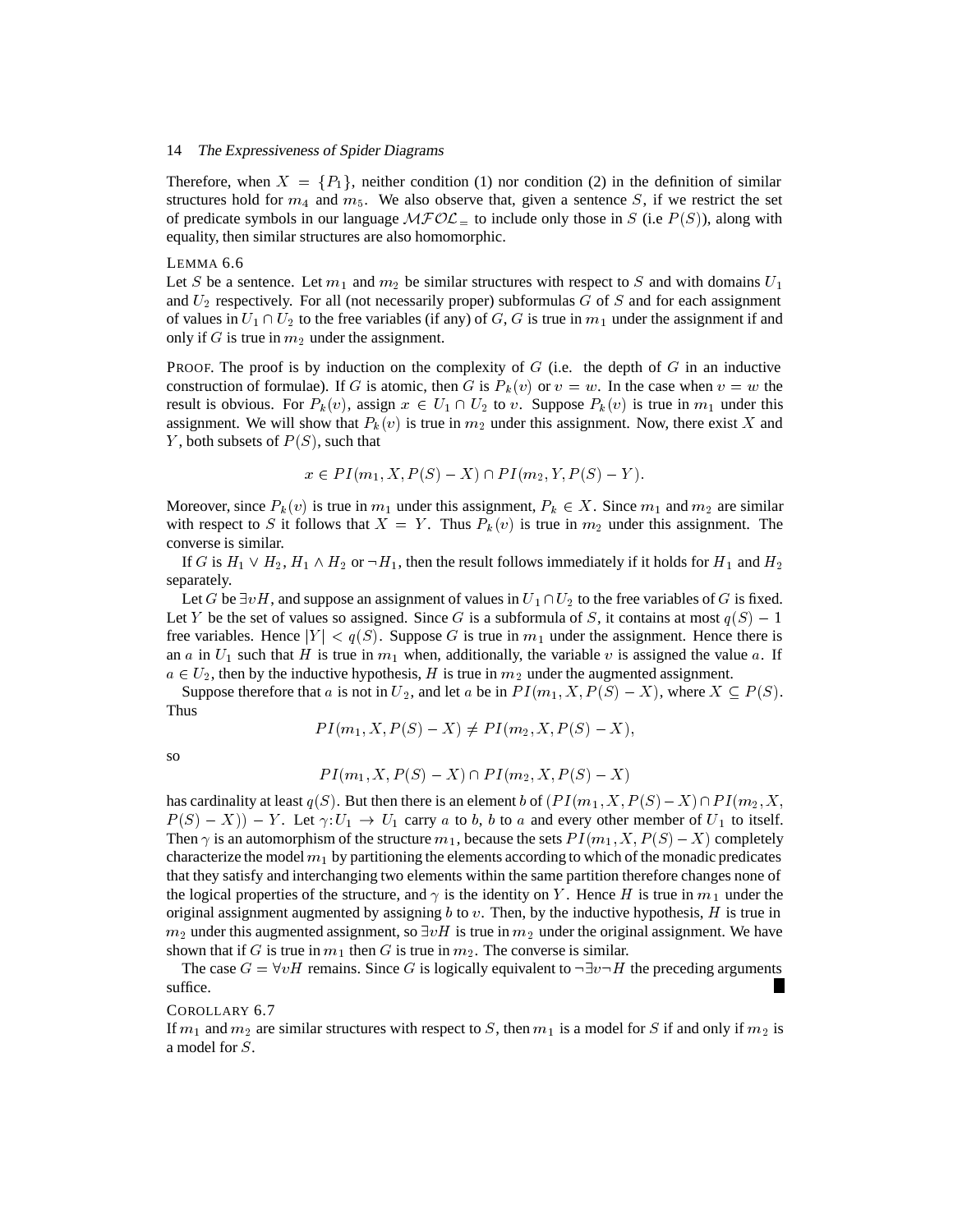Therefore, when $X = \{P_1\}$, neither condition (1) nor condition (2) in the definition of similar structures hold for $m_4$ and $m_5$. We also observe that, given a sentence $S$, if we restrict the set of predicate symbols in our language $\mathcal{MFOL}_=$ to include only those in $S$ (i.e $P(S)$), along with equality, then similar structures are also homomorphic.

LEMMA 6.6
Let $S$ be a sentence. Let $m_1$ and $m_2$ be similar structures with respect to $S$ and with domains $U_1$ and $U_2$ respectively. For all (not necessarily proper) subformulas $G$ of $S$ and for each assignment of values in $U_1 \cap U_2$ to the free variables (if any) of $G$, $G$ is true in $m_1$ under the assignment if and only if $G$ is true in $m_2$ under the assignment.

PROOF. The proof is by induction on the complexity of $G$ (i.e. the depth of $G$ in an inductive construction of formulae). If $G$ is atomic, then $G$ is $P_k(v)$ or $v = w$. In the case when $v = w$ the result is obvious. For $P_k(v)$, assign $x \in U_1 \cap U_2$ to $v$. Suppose $P_k(v)$ is true in $m_1$ under this assignment. We will show that $P_k(v)$ is true in $m_2$ under this assignment. Now, there exist $X$ and $Y$, both subsets of $P(S)$, such that

$$x \in PI(m_1, X, P(S) - X) \cap PI(m_2, Y, P(S) - Y).$$

Moreover, since $P_k(v)$ is true in $m_1$ under this assignment, $P_k \in X$. Since $m_1$ and $m_2$ are similar with respect to $S$ it follows that $X = Y$. Thus $P_k(v)$ is true in $m_2$ under this assignment. The converse is similar.

If $G$ is $H_1 \vee H_2$, $H_1 \wedge H_2$ or $\neg H_1$, then the result follows immediately if it holds for $H_1$ and $H_2$ separately.

Let $G$ be $\exists v H$, and suppose an assignment of values in $U_1 \cap U_2$ to the free variables of $G$ is fixed. Let $Y$ be the set of values so assigned. Since $G$ is a subformula of $S$, it contains at most $q(S) - 1$ free variables. Hence $|Y| < q(S)$. Suppose $G$ is true in $m_1$ under the assignment. Hence there is an $a$ in $U_1$ such that $H$ is true in $m_1$ when, additionally, the variable $v$ is assigned the value $a$. If $a \in U_2$, then by the inductive hypothesis, $H$ is true in $m_2$ under the augmented assignment.

Suppose therefore that $a$ is not in $U_2$, and let $a$ be in $PI(m_1, X, P(S) - X)$, where $X \subseteq P(S)$. Thus

$$PI(m_1, X, P(S) - X) \neq PI(m_2, X, P(S) - X),$$

so

$$PI(m_1, X, P(S) - X) \cap PI(m_2, X, P(S) - X)$$

has cardinality at least $q(S)$. But then there is an element $b$ of $(PI(m_1, X, P(S) - X) \cap PI(m_2, X, P(S) - X)) - Y$. Let $\gamma : U_1 \to U_1$ carry $a$ to $b$, $b$ to $a$ and every other member of $U_1$ to itself. Then $\gamma$ is an automorphism of the structure $m_1$, because the sets $PI(m_1, X, P(S) - X)$ completely characterize the model $m_1$ by partitioning the elements according to which of the monadic predicates that they satisfy and interchanging two elements within the same partition therefore changes none of the logical properties of the structure, and $\gamma$ is the identity on $Y$. Hence $H$ is true in $m_1$ under the original assignment augmented by assigning $b$ to $v$. Then, by the inductive hypothesis, $H$ is true in $m_2$ under this augmented assignment, so $\exists v H$ is true in $m_2$ under the original assignment. We have shown that if $G$ is true in $m_1$ then $G$ is true in $m_2$. The converse is similar.

The case $G = \forall v H$ remains. Since $G$ is logically equivalent to $\neg \exists v \neg H$ the preceding arguments suffice. ∎

COROLLARY 6.7
If $m_1$ and $m_2$ are similar structures with respect to $S$, then $m_1$ is a model for $S$ if and only if $m_2$ is a model for $S$.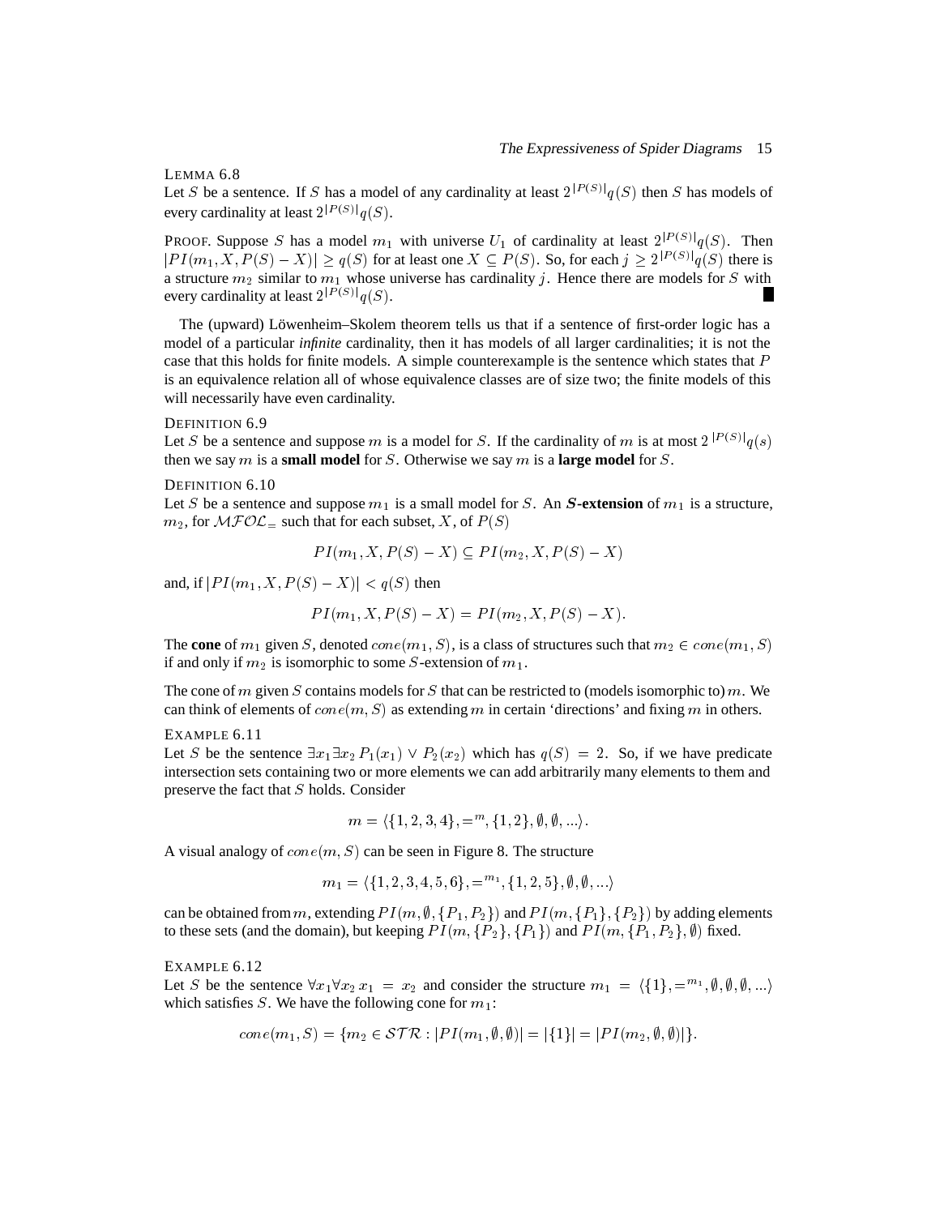LEMMA 6.8

Let $S$ be a sentence. If $S$ has a model of any cardinality at least $2^{|P(S)|}q(S)$ then $S$ has models of every cardinality at least $2^{|P(S)|}q(S)$.

PROOF. Suppose $S$ has a model $m_1$ with universe $U_1$ of cardinality at least $2^{|P(S)|}q(S)$. Then $|PI(m_1, X, P(S) - X)| \geq q(S)$ for at least one $X \subseteq P(S)$. So, for each $j \geq 2^{|P(S)|}q(S)$ there is a structure $m_2$ similar to $m_1$ whose universe has cardinality $j$. Hence there are models for $S$ with every cardinality at least $2^{|P(S)|}q(S)$. ■

The (upward) Löwenheim–Skolem theorem tells us that if a sentence of first-order logic has a model of a particular *infinite* cardinality, then it has models of all larger cardinalities; it is not the case that this holds for finite models. A simple counterexample is the sentence which states that $P$ is an equivalence relation all of whose equivalence classes are of size two; the finite models of this will necessarily have even cardinality.

DEFINITION 6.9

Let $S$ be a sentence and suppose $m$ is a model for $S$. If the cardinality of $m$ is at most $2^{|P(S)|}q(s)$ then we say $m$ is a **small model** for $S$. Otherwise we say $m$ is a **large model** for $S$.

DEFINITION 6.10

Let $S$ be a sentence and suppose $m_1$ is a small model for $S$. An ***S*-extension** of $m_1$ is a structure, $m_2$, for $\mathcal{MFOL}_=$ such that for each subset, $X$, of $P(S)$

$$PI(m_1, X, P(S) - X) \subseteq PI(m_2, X, P(S) - X)$$

and, if $|PI(m_1, X, P(S) - X)| < q(S)$ then

$$PI(m_1, X, P(S) - X) = PI(m_2, X, P(S) - X).$$

The **cone** of $m_1$ given $S$, denoted $cone(m_1, S)$, is a class of structures such that $m_2 \in cone(m_1, S)$ if and only if $m_2$ is isomorphic to some $S$-extension of $m_1$.

The cone of $m$ given $S$ contains models for $S$ that can be restricted to (models isomorphic to) $m$. We can think of elements of $cone(m, S)$ as extending $m$ in certain 'directions' and fixing $m$ in others.

EXAMPLE 6.11

Let $S$ be the sentence $\exists x_1 \exists x_2\, P_1(x_1) \vee P_2(x_2)$ which has $q(S) = 2$. So, if we have predicate intersection sets containing two or more elements we can add arbitrarily many elements to them and preserve the fact that $S$ holds. Consider

$$m = \langle \{1, 2, 3, 4\}, =^m, \{1, 2\}, \emptyset, \emptyset, ...\rangle.$$

A visual analogy of $cone(m, S)$ can be seen in Figure 8. The structure

$$m_1 = \langle \{1, 2, 3, 4, 5, 6\}, =^{m_1}, \{1, 2, 5\}, \emptyset, \emptyset, ...\rangle$$

can be obtained from $m$, extending $PI(m, \emptyset, \{P_1, P_2\})$ and $PI(m, \{P_1\}, \{P_2\})$ by adding elements to these sets (and the domain), but keeping $PI(m, \{P_2\}, \{P_1\})$ and $PI(m, \{P_1, P_2\}, \emptyset)$ fixed.

EXAMPLE 6.12

Let $S$ be the sentence $\forall x_1 \forall x_2\, x_1 = x_2$ and consider the structure $m_1 = \langle \{1\}, =^{m_1}, \emptyset, \emptyset, \emptyset, ...\rangle$ which satisfies $S$. We have the following cone for $m_1$:

$$cone(m_1, S) = \{m_2 \in \mathcal{STR} : |PI(m_1, \emptyset, \emptyset)| = |\{1\}| = |PI(m_2, \emptyset, \emptyset)|\}.$$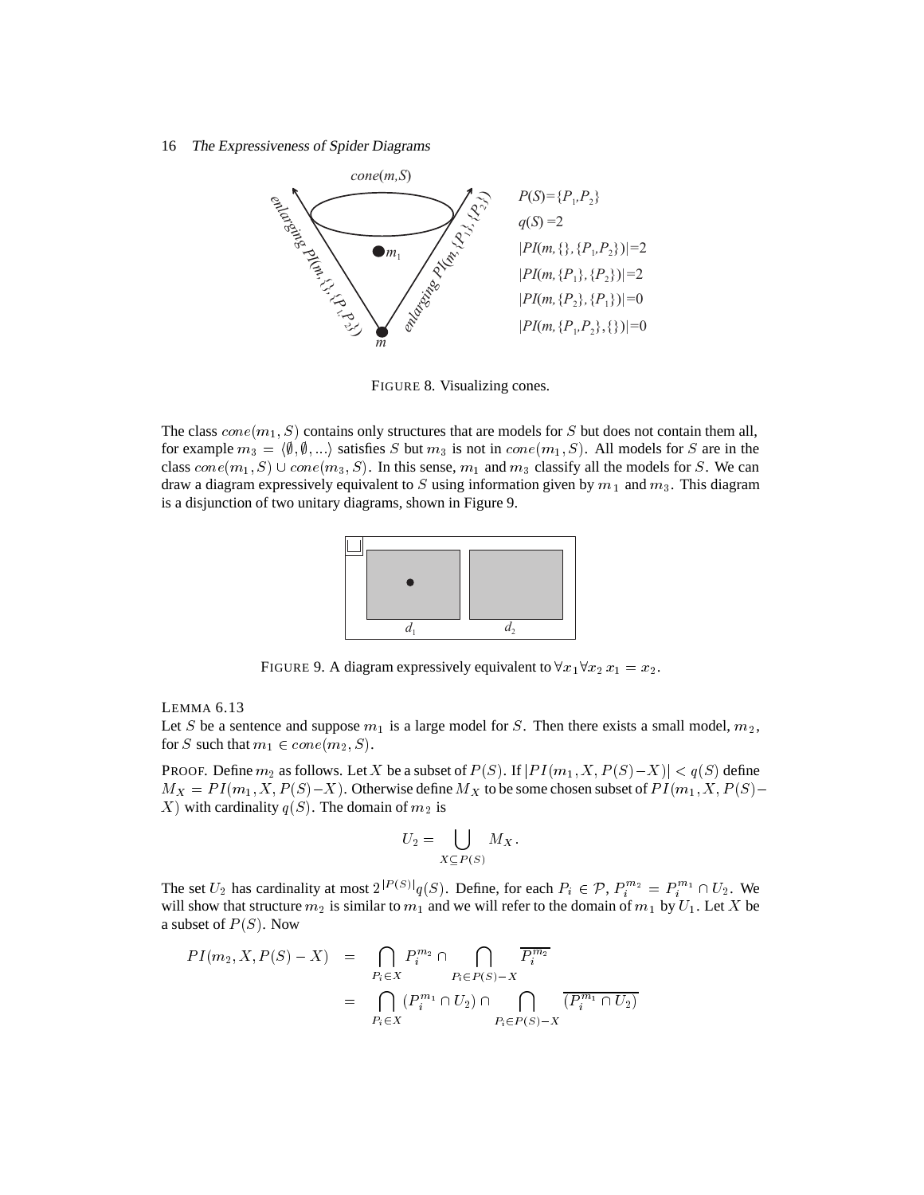FIGURE 8. Visualizing cones.

The class $cone(m_1, S)$ contains only structures that are models for $S$ but does not contain them all, for example $m_3 = \langle \emptyset, \emptyset, ... \rangle$ satisfies $S$ but $m_3$ is not in $cone(m_1, S)$. All models for $S$ are in the class $cone(m_1, S) \cup cone(m_3, S)$. In this sense, $m_1$ and $m_3$ classify all the models for $S$. We can draw a diagram expressively equivalent to $S$ using information given by $m_1$ and $m_3$. This diagram is a disjunction of two unitary diagrams, shown in Figure 9.

FIGURE 9. A diagram expressively equivalent to $\forall x_1 \forall x_2 \, x_1 = x_2$.

LEMMA 6.13
Let $S$ be a sentence and suppose $m_1$ is a large model for $S$. Then there exists a small model, $m_2$, for $S$ such that $m_1 \in cone(m_2, S)$.

PROOF. Define $m_2$ as follows. Let $X$ be a subset of $P(S)$. If $|PI(m_1, X, P(S)-X)| < q(S)$ define $M_X = PI(m_1, X, P(S)-X)$. Otherwise define $M_X$ to be some chosen subset of $PI(m_1, X, P(S)-X)$ with cardinality $q(S)$. The domain of $m_2$ is

$$U_2 = \bigcup_{X \subseteq P(S)} M_X.$$

The set $U_2$ has cardinality at most $2^{|P(S)|}q(S)$. Define, for each $P_i \in \mathcal{P}$, $P_i^{m_2} = P_i^{m_1} \cap U_2$. We will show that structure $m_2$ is similar to $m_1$ and we will refer to the domain of $m_1$ by $U_1$. Let $X$ be a subset of $P(S)$. Now

$$\begin{aligned} PI(m_2, X, P(S)-X) &= \bigcap_{P_i \in X} P_i^{m_2} \cap \bigcap_{P_i \in P(S)-X} \overline{P_i^{m_2}} \\ &= \bigcap_{P_i \in X} (P_i^{m_1} \cap U_2) \cap \bigcap_{P_i \in P(S)-X} \overline{(P_i^{m_1} \cap U_2)} \end{aligned}$$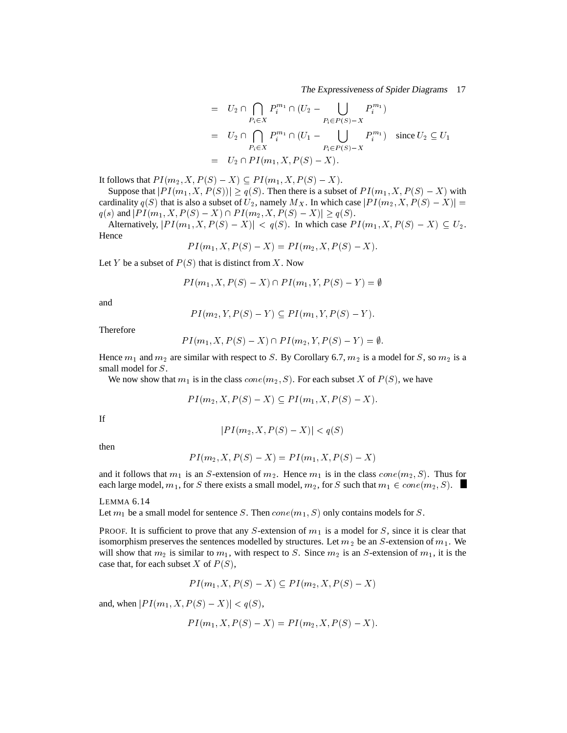$$
\begin{aligned}
&= U_2 \cap \bigcap_{P_i \in X} P_i^{m_1} \cap (U_2 - \bigcup_{P_i \in P(S)-X} P_i^{m_1}) \\
&= U_2 \cap \bigcap_{P_i \in X} P_i^{m_1} \cap (U_1 - \bigcup_{P_i \in P(S)-X} P_i^{m_1}) \quad \text{since } U_2 \subseteq U_1 \\
&= U_2 \cap PI(m_1, X, P(S) - X).
\end{aligned}
$$

It follows that $PI(m_2, X, P(S) - X) \subseteq PI(m_1, X, P(S) - X)$.

Suppose that $|PI(m_1, X, P(S))| \geq q(S)$. Then there is a subset of $PI(m_1, X, P(S) - X)$ with cardinality $q(S)$ that is also a subset of $U_2$, namely $M_X$. In which case $|PI(m_2, X, P(S) - X)| = q(s)$ and $|PI(m_1, X, P(S) - X) \cap PI(m_2, X, P(S) - X)| \geq q(S)$.

Alternatively, $|PI(m_1, X, P(S) - X)| < q(S)$. In which case $PI(m_1, X, P(S) - X) \subseteq U_2$. Hence

$$PI(m_1, X, P(S) - X) = PI(m_2, X, P(S) - X).$$

Let $Y$ be a subset of $P(S)$ that is distinct from $X$. Now

$$PI(m_1, X, P(S) - X) \cap PI(m_1, Y, P(S) - Y) = \emptyset$$

and

$$PI(m_2, Y, P(S) - Y) \subseteq PI(m_1, Y, P(S) - Y).$$

Therefore

$$PI(m_1, X, P(S) - X) \cap PI(m_2, Y, P(S) - Y) = \emptyset.$$

Hence $m_1$ and $m_2$ are similar with respect to $S$. By Corollary 6.7, $m_2$ is a model for $S$, so $m_2$ is a small model for $S$.

We now show that $m_1$ is in the class $cone(m_2, S)$. For each subset $X$ of $P(S)$, we have

$$PI(m_2, X, P(S) - X) \subseteq PI(m_1, X, P(S) - X).$$

If

$$|PI(m_2, X, P(S) - X)| < q(S)$$

then

$$PI(m_2, X, P(S) - X) = PI(m_1, X, P(S) - X)$$

and it follows that $m_1$ is an $S$-extension of $m_2$. Hence $m_1$ is in the class $cone(m_2, S)$. Thus for each large model, $m_1$, for $S$ there exists a small model, $m_2$, for $S$ such that $m_1 \in cone(m_2, S)$. ■

LEMMA 6.14

Let $m_1$ be a small model for sentence $S$. Then $cone(m_1, S)$ only contains models for $S$.

PROOF. It is sufficient to prove that any $S$-extension of $m_1$ is a model for $S$, since it is clear that isomorphism preserves the sentences modelled by structures. Let $m_2$ be an $S$-extension of $m_1$. We will show that $m_2$ is similar to $m_1$, with respect to $S$. Since $m_2$ is an $S$-extension of $m_1$, it is the case that, for each subset $X$ of $P(S)$,

$$PI(m_1, X, P(S) - X) \subseteq PI(m_2, X, P(S) - X)$$

and, when $|PI(m_1, X, P(S) - X)| < q(S)$,

$$PI(m_1, X, P(S) - X) = PI(m_2, X, P(S) - X).$$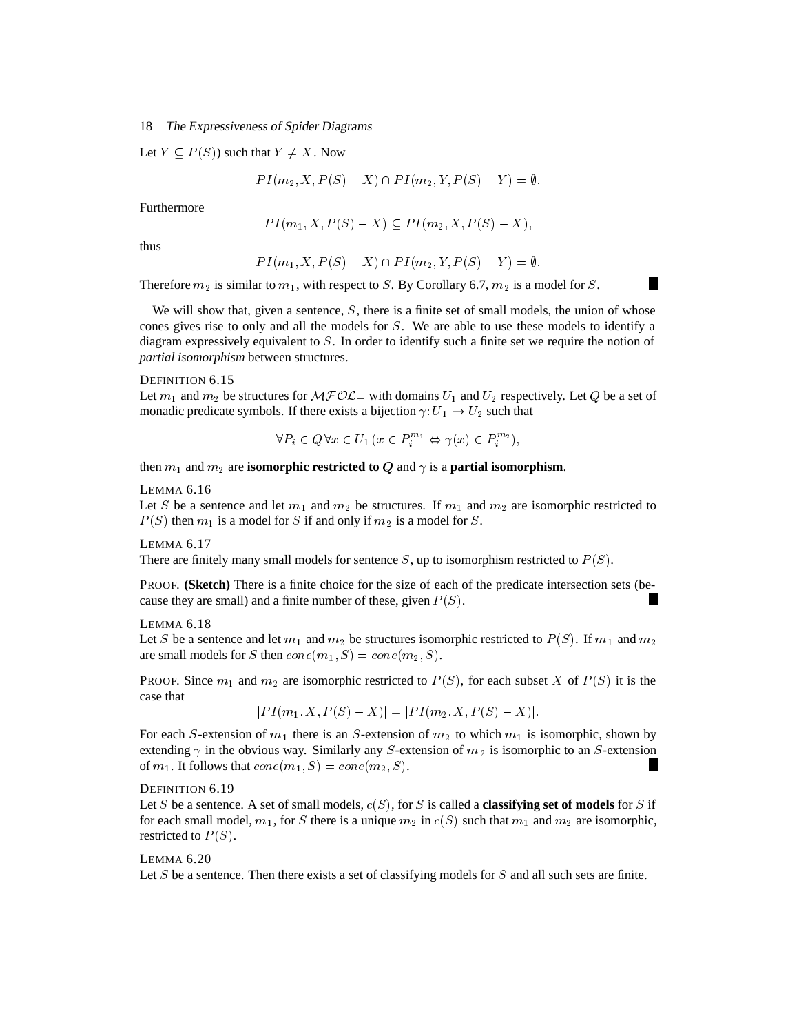Let $Y \subseteq P(S))$ such that $Y \neq X$. Now

$$PI(m_2, X, P(S) - X) \cap PI(m_2, Y, P(S) - Y) = \emptyset.$$

Furthermore

$$PI(m_1, X, P(S) - X) \subseteq PI(m_2, X, P(S) - X),$$

thus

$$PI(m_1, X, P(S) - X) \cap PI(m_2, Y, P(S) - Y) = \emptyset.$$

Therefore $m_2$ is similar to $m_1$, with respect to $S$. By Corollary 6.7, $m_2$ is a model for $S$. ∎

We will show that, given a sentence, $S$, there is a finite set of small models, the union of whose cones gives rise to only and all the models for $S$. We are able to use these models to identify a diagram expressively equivalent to $S$. In order to identify such a finite set we require the notion of *partial isomorphism* between structures.

DEFINITION 6.15
Let $m_1$ and $m_2$ be structures for $\mathcal{MFOL}_=$ with domains $U_1$ and $U_2$ respectively. Let $Q$ be a set of monadic predicate symbols. If there exists a bijection $\gamma : U_1 \rightarrow U_2$ such that

$$\forall P_i \in Q \, \forall x \in U_1 \, (x \in P_i^{m_1} \Leftrightarrow \gamma(x) \in P_i^{m_2}),$$

then $m_1$ and $m_2$ are **isomorphic restricted to $Q$** and $\gamma$ is a **partial isomorphism**.

LEMMA 6.16
Let $S$ be a sentence and let $m_1$ and $m_2$ be structures. If $m_1$ and $m_2$ are isomorphic restricted to $P(S)$ then $m_1$ is a model for $S$ if and only if $m_2$ is a model for $S$.

LEMMA 6.17
There are finitely many small models for sentence $S$, up to isomorphism restricted to $P(S)$.

PROOF. **(Sketch)** There is a finite choice for the size of each of the predicate intersection sets (because they are small) and a finite number of these, given $P(S)$. ∎

LEMMA 6.18
Let $S$ be a sentence and let $m_1$ and $m_2$ be structures isomorphic restricted to $P(S)$. If $m_1$ and $m_2$ are small models for $S$ then $cone(m_1, S) = cone(m_2, S)$.

PROOF. Since $m_1$ and $m_2$ are isomorphic restricted to $P(S)$, for each subset $X$ of $P(S)$ it is the case that

$$|PI(m_1, X, P(S) - X)| = |PI(m_2, X, P(S) - X)|.$$

For each $S$-extension of $m_1$ there is an $S$-extension of $m_2$ to which $m_1$ is isomorphic, shown by extending $\gamma$ in the obvious way. Similarly any $S$-extension of $m_2$ is isomorphic to an $S$-extension of $m_1$. It follows that $cone(m_1, S) = cone(m_2, S)$. ∎

DEFINITION 6.19
Let $S$ be a sentence. A set of small models, $c(S)$, for $S$ is called a **classifying set of models** for $S$ if for each small model, $m_1$, for $S$ there is a unique $m_2$ in $c(S)$ such that $m_1$ and $m_2$ are isomorphic, restricted to $P(S)$.

LEMMA 6.20
Let $S$ be a sentence. Then there exists a set of classifying models for $S$ and all such sets are finite.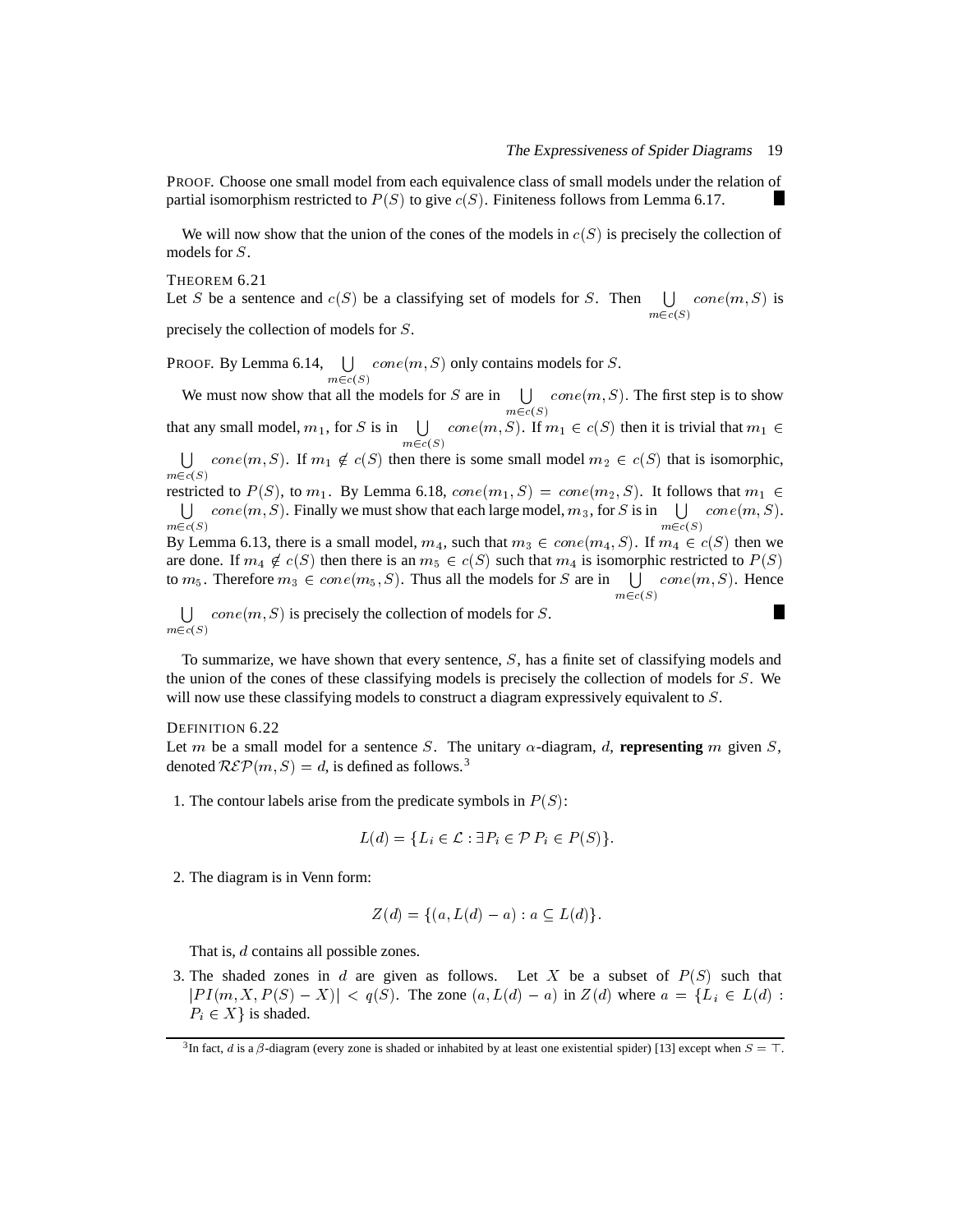PROOF. Choose one small model from each equivalence class of small models under the relation of partial isomorphism restricted to $P(S)$ to give $c(S)$. Finiteness follows from Lemma 6.17. ∎

We will now show that the union of the cones of the models in $c(S)$ is precisely the collection of models for $S$.

THEOREM 6.21
Let $S$ be a sentence and $c(S)$ be a classifying set of models for $S$. Then $\bigcup_{m \in c(S)} cone(m, S)$ is precisely the collection of models for $S$.

PROOF. By Lemma 6.14, $\bigcup_{m \in c(S)} cone(m, S)$ only contains models for $S$.

We must now show that all the models for $S$ are in $\bigcup_{m \in c(S)} cone(m, S)$. The first step is to show that any small model, $m_1$, for $S$ is in $\bigcup_{m \in c(S)} cone(m, S)$. If $m_1 \in c(S)$ then it is trivial that $m_1 \in \bigcup_{m \in c(S)} cone(m, S)$. If $m_1 \notin c(S)$ then there is some small model $m_2 \in c(S)$ that is isomorphic, restricted to $P(S)$, to $m_1$. By Lemma 6.18, $cone(m_1, S) = cone(m_2, S)$. It follows that $m_1 \in \bigcup_{m \in c(S)} cone(m, S)$. Finally we must show that each large model, $m_3$, for $S$ is in $\bigcup_{m \in c(S)} cone(m, S)$. By Lemma 6.13, there is a small model, $m_4$, such that $m_3 \in cone(m_4, S)$. If $m_4 \in c(S)$ then we are done. If $m_4 \notin c(S)$ then there is an $m_5 \in c(S)$ such that $m_4$ is isomorphic restricted to $P(S)$ to $m_5$. Therefore $m_3 \in cone(m_5, S)$. Thus all the models for $S$ are in $\bigcup_{m \in c(S)} cone(m, S)$. Hence $\bigcup_{m \in c(S)} cone(m, S)$ is precisely the collection of models for $S$. ∎

To summarize, we have shown that every sentence, $S$, has a finite set of classifying models and the union of the cones of these classifying models is precisely the collection of models for $S$. We will now use these classifying models to construct a diagram expressively equivalent to $S$.

DEFINITION 6.22
Let $m$ be a small model for a sentence $S$. The unitary $\alpha$-diagram, $d$, **representing** $m$ given $S$, denoted $\mathcal{REP}(m, S) = d$, is defined as follows.[3]

1. The contour labels arise from the predicate symbols in $P(S)$:

$$L(d) = \{L_i \in \mathcal{L} : \exists P_i \in \mathcal{P}\ P_i \in P(S)\}.$$

2. The diagram is in Venn form:

$$Z(d) = \{(a, L(d) - a) : a \subseteq L(d)\}.$$

   That is, $d$ contains all possible zones.

3. The shaded zones in $d$ are given as follows. Let $X$ be a subset of $P(S)$ such that $|PI(m, X, P(S) - X)| < q(S)$. The zone $(a, L(d) - a)$ in $Z(d)$ where $a = \{L_i \in L(d) : P_i \in X\}$ is shaded.

[3] In fact, $d$ is a $\beta$-diagram (every zone is shaded or inhabited by at least one existential spider) [13] except when $S = \top$.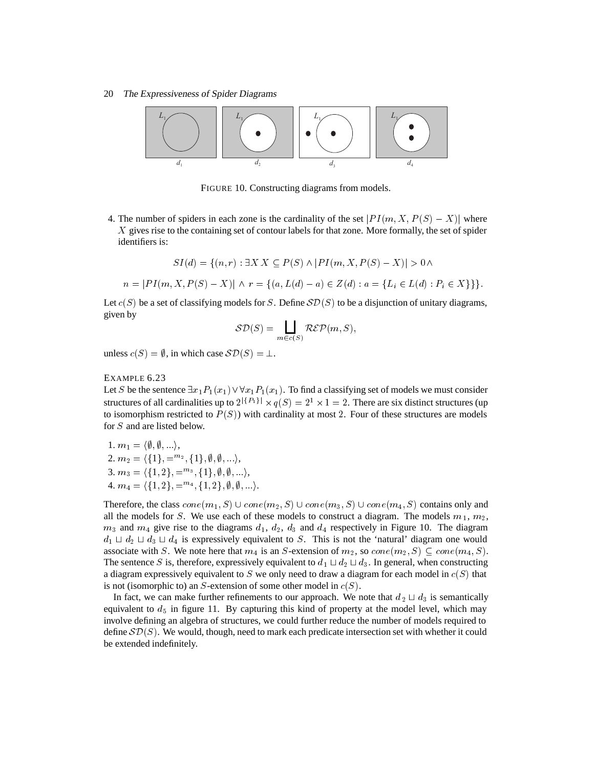FIGURE 10. Constructing diagrams from models.

4. The number of spiders in each zone is the cardinality of the set $|PI(m, X, P(S) - X)|$ where $X$ gives rise to the containing set of contour labels for that zone. More formally, the set of spider identifiers is:

$$SI(d) = \{(n,r) : \exists X \; X \subseteq P(S) \wedge |PI(m, X, P(S) - X)| > 0 \wedge$$

$$n = |PI(m, X, P(S) - X)| \wedge r = \{(a, L(d) - a) \in Z(d) : a = \{L_i \in L(d) : P_i \in X\}\}\}.$$

Let $c(S)$ be a set of classifying models for $S$. Define $\mathcal{SD}(S)$ to be a disjunction of unitary diagrams, given by

$$\mathcal{SD}(S) = \bigsqcup_{m \in c(S)} \mathcal{REP}(m, S),$$

unless $c(S) = \emptyset$, in which case $\mathcal{SD}(S) = \perp$.

EXAMPLE 6.23

Let $S$ be the sentence $\exists x_1 P_1(x_1) \vee \forall x_1 P_1(x_1)$. To find a classifying set of models we must consider structures of all cardinalities up to $2^{|\{P_1\}|} \times q(S) = 2^1 \times 1 = 2$. There are six distinct structures (up to isomorphism restricted to $P(S)$) with cardinality at most 2. Four of these structures are models for $S$ and are listed below.

1. $m_1 = \langle \emptyset, \emptyset, ... \rangle$,
2. $m_2 = \langle \{1\}, =^{m_2}, \{1\}, \emptyset, \emptyset, ... \rangle$,
3. $m_3 = \langle \{1, 2\}, =^{m_3}, \{1\}, \emptyset, \emptyset, ... \rangle$,
4. $m_4 = \langle \{1, 2\}, =^{m_4}, \{1, 2\}, \emptyset, \emptyset, ... \rangle$.

Therefore, the class $cone(m_1, S) \cup cone(m_2, S) \cup cone(m_3, S) \cup cone(m_4, S)$ contains only and all the models for $S$. We use each of these models to construct a diagram. The models $m_1$, $m_2$, $m_3$ and $m_4$ give rise to the diagrams $d_1$, $d_2$, $d_3$ and $d_4$ respectively in Figure 10. The diagram $d_1 \sqcup d_2 \sqcup d_3 \sqcup d_4$ is expressively equivalent to $S$. This is not the 'natural' diagram one would associate with $S$. We note here that $m_4$ is an $S$-extension of $m_2$, so $cone(m_2, S) \subseteq cone(m_4, S)$. The sentence $S$ is, therefore, expressively equivalent to $d_1 \sqcup d_2 \sqcup d_3$. In general, when constructing a diagram expressively equivalent to $S$ we only need to draw a diagram for each model in $c(S)$ that is not (isomorphic to) an $S$-extension of some other model in $c(S)$.

In fact, we can make further refinements to our approach. We note that $d_2 \sqcup d_3$ is semantically equivalent to $d_5$ in figure 11. By capturing this kind of property at the model level, which may involve defining an algebra of structures, we could further reduce the number of models required to define $\mathcal{SD}(S)$. We would, though, need to mark each predicate intersection set with whether it could be extended indefinitely.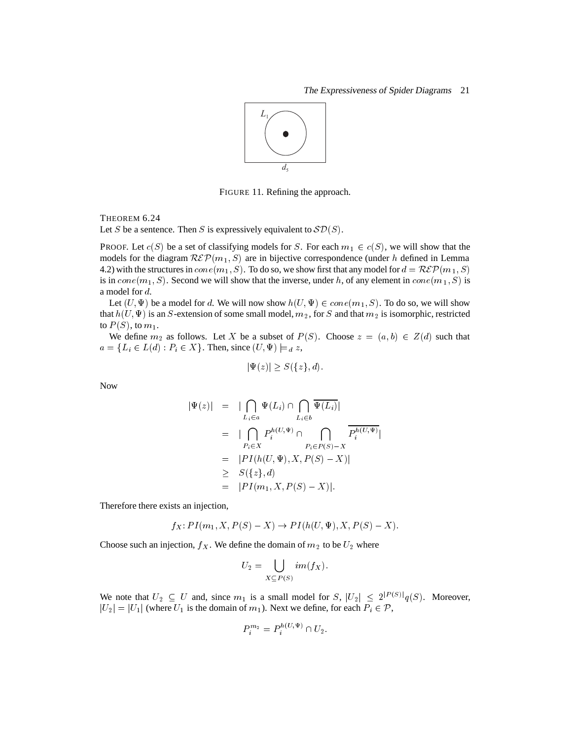FIGURE 11. Refining the approach.

THEOREM 6.24
Let $S$ be a sentence. Then $S$ is expressively equivalent to $\mathcal{SD}(S)$.

PROOF. Let $c(S)$ be a set of classifying models for $S$. For each $m_1 \in c(S)$, we will show that the models for the diagram $\mathcal{REP}(m_1, S)$ are in bijective correspondence (under $h$ defined in Lemma 4.2) with the structures in $cone(m_1, S)$. To do so, we show first that any model for $d = \mathcal{REP}(m_1, S)$ is in $cone(m_1, S)$. Second we will show that the inverse, under $h$, of any element in $cone(m_1, S)$ is a model for $d$.

Let $(U, \Psi)$ be a model for $d$. We will now show $h(U, \Psi) \in cone(m_1, S)$. To do so, we will show that $h(U, \Psi)$ is an $S$-extension of some small model, $m_2$, for $S$ and that $m_2$ is isomorphic, restricted to $P(S)$, to $m_1$.

We define $m_2$ as follows. Let $X$ be a subset of $P(S)$. Choose $z = (a, b) \in Z(d)$ such that $a = \{L_i \in L(d) : P_i \in X\}$. Then, since $(U, \Psi) \models_d z$,

$$|\Psi(z)| \geq S(\{z\}, d).$$

Now

$$\begin{aligned}
|\Psi(z)| &= |\bigcap_{L_i \in a} \Psi(L_i) \cap \bigcap_{L_i \in b} \overline{\Psi(L_i)}| \\
&= |\bigcap_{P_i \in X} P_i^{h(U,\Psi)} \cap \bigcap_{P_i \in P(S)-X} \overline{P_i^{h(U,\Psi)}}| \\
&= |PI(h(U, \Psi), X, P(S) - X)| \\
&\geq S(\{z\}, d) \\
&= |PI(m_1, X, P(S) - X)|.
\end{aligned}$$

Therefore there exists an injection,

$$f_X : PI(m_1, X, P(S) - X) \to PI(h(U, \Psi), X, P(S) - X).$$

Choose such an injection, $f_X$. We define the domain of $m_2$ to be $U_2$ where

$$U_2 = \bigcup_{X \subseteq P(S)} im(f_X).$$

We note that $U_2 \subseteq U$ and, since $m_1$ is a small model for $S$, $|U_2| \leq 2^{|P(S)|}q(S)$. Moreover, $|U_2| = |U_1|$ (where $U_1$ is the domain of $m_1$). Next we define, for each $P_i \in \mathcal{P}$,

$$P_i^{m_2} = P_i^{h(U,\Psi)} \cap U_2.$$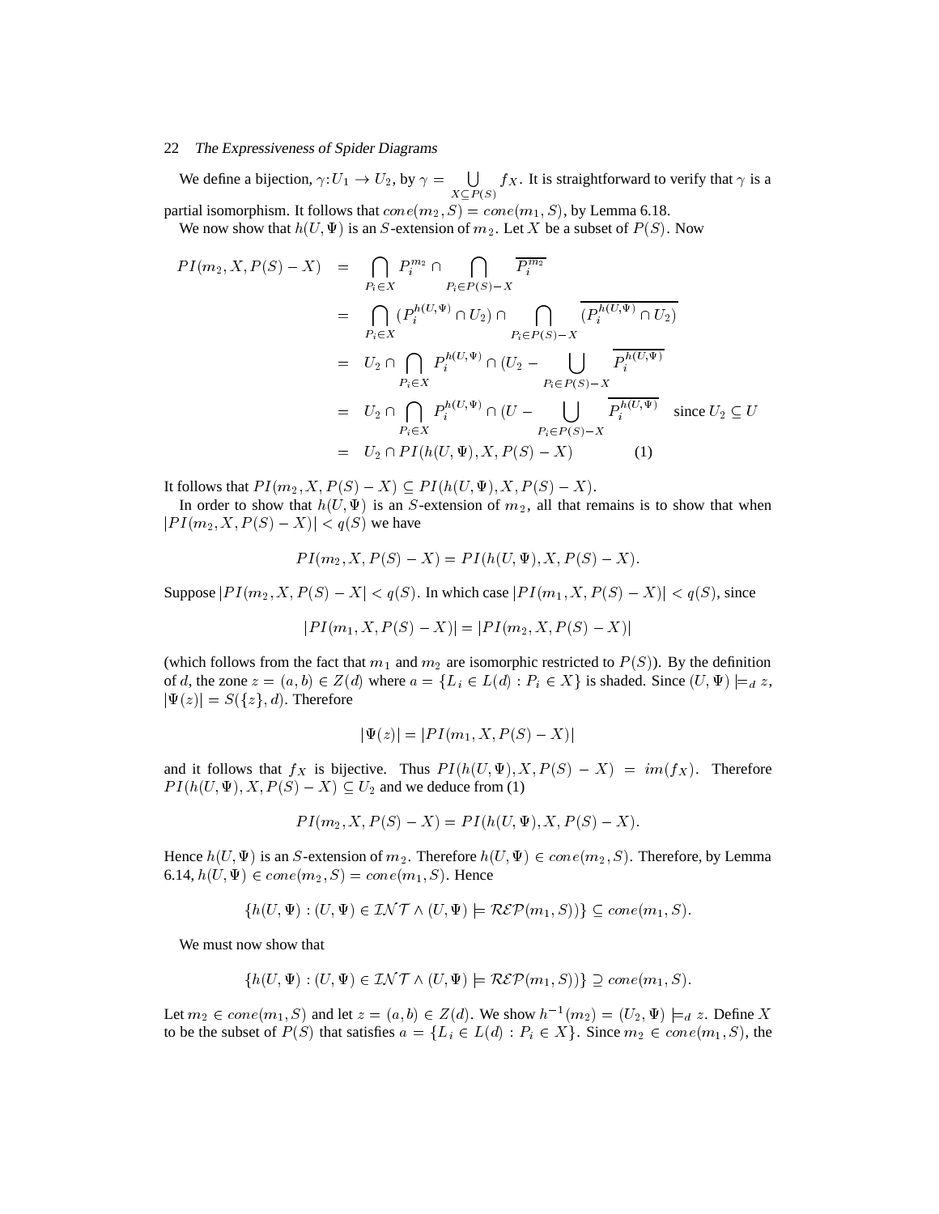We define a bijection, $\gamma : U_1 \to U_2$, by $\gamma = \bigcup_{X \subseteq P(S)} f_X$. It is straightforward to verify that $\gamma$ is a partial isomorphism. It follows that $cone(m_2, S) = cone(m_1, S)$, by Lemma 6.18.

We now show that $h(U, \Psi)$ is an $S$-extension of $m_2$. Let $X$ be a subset of $P(S)$. Now

$$
\begin{aligned}
PI(m_2, X, P(S) - X) &= \bigcap_{P_i \in X} P_i^{m_2} \cap \bigcap_{P_i \in P(S) - X} \overline{P_i^{m_2}} \\
&= \bigcap_{P_i \in X} (P_i^{h(U,\Psi)} \cap U_2) \cap \bigcap_{P_i \in P(S) - X} \overline{(P_i^{h(U,\Psi)} \cap U_2)} \\
&= U_2 \cap \bigcap_{P_i \in X} P_i^{h(U,\Psi)} \cap (U_2 - \bigcup_{P_i \in P(S) - X} \overline{P_i^{h(U,\Psi)}} \\
&= U_2 \cap \bigcap_{P_i \in X} P_i^{h(U,\Psi)} \cap (U - \bigcup_{P_i \in P(S) - X} \overline{P_i^{h(U,\Psi)}} \quad \text{since } U_2 \subseteq U \\
&= U_2 \cap PI(h(U, \Psi), X, P(S) - X) \qquad (1)
\end{aligned}
$$

It follows that $PI(m_2, X, P(S) - X) \subseteq PI(h(U, \Psi), X, P(S) - X)$.

In order to show that $h(U, \Psi)$ is an $S$-extension of $m_2$, all that remains is to show that when $|PI(m_2, X, P(S) - X)| < q(S)$ we have

$$PI(m_2, X, P(S) - X) = PI(h(U, \Psi), X, P(S) - X).$$

Suppose $|PI(m_2, X, P(S) - X| < q(S)$. In which case $|PI(m_1, X, P(S) - X)| < q(S)$, since

$$|PI(m_1, X, P(S) - X)| = |PI(m_2, X, P(S) - X)|$$

(which follows from the fact that $m_1$ and $m_2$ are isomorphic restricted to $P(S)$). By the definition of $d$, the zone $z = (a, b) \in Z(d)$ where $a = \{L_i \in L(d) : P_i \in X\}$ is shaded. Since $(U, \Psi) \models_d z$, $|\Psi(z)| = S(\{z\}, d)$. Therefore

$$|\Psi(z)| = |PI(m_1, X, P(S) - X)|$$

and it follows that $f_X$ is bijective. Thus $PI(h(U, \Psi), X, P(S) - X) = im(f_X)$. Therefore $PI(h(U, \Psi), X, P(S) - X) \subseteq U_2$ and we deduce from (1)

$$PI(m_2, X, P(S) - X) = PI(h(U, \Psi), X, P(S) - X).$$

Hence $h(U, \Psi)$ is an $S$-extension of $m_2$. Therefore $h(U, \Psi) \in cone(m_2, S)$. Therefore, by Lemma 6.14, $h(U, \Psi) \in cone(m_2, S) = cone(m_1, S)$. Hence

$$\{h(U, \Psi) : (U, \Psi) \in \mathcal{INT} \wedge (U, \Psi) \models \mathcal{REP}(m_1, S))\} \subseteq cone(m_1, S).$$

We must now show that

$$\{h(U, \Psi) : (U, \Psi) \in \mathcal{INT} \wedge (U, \Psi) \models \mathcal{REP}(m_1, S))\} \supseteq cone(m_1, S).$$

Let $m_2 \in cone(m_1, S)$ and let $z = (a, b) \in Z(d)$. We show $h^{-1}(m_2) = (U_2, \Psi) \models_d z$. Define $X$ to be the subset of $P(S)$ that satisfies $a = \{L_i \in L(d) : P_i \in X\}$. Since $m_2 \in cone(m_1, S)$, the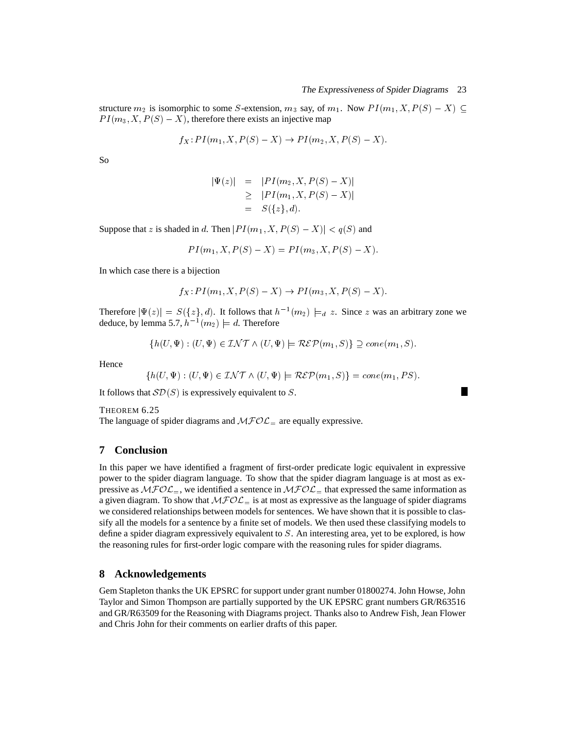structure $m_2$ is isomorphic to some $S$-extension, $m_3$ say, of $m_1$. Now $PI(m_1, X, P(S) - X) \subseteq PI(m_3, X, P(S) - X)$, therefore there exists an injective map

$$f_X : PI(m_1, X, P(S) - X) \to PI(m_2, X, P(S) - X).$$

So

$$\begin{aligned} |\Psi(z)| &= |PI(m_2, X, P(S) - X)| \\ &\geq |PI(m_1, X, P(S) - X)| \\ &= S(\{z\}, d). \end{aligned}$$

Suppose that $z$ is shaded in $d$. Then $|PI(m_1, X, P(S) - X)| < q(S)$ and

$$PI(m_1, X, P(S) - X) = PI(m_3, X, P(S) - X).$$

In which case there is a bijection

$$f_X : PI(m_1, X, P(S) - X) \to PI(m_3, X, P(S) - X).$$

Therefore $|\Psi(z)| = S(\{z\}, d)$. It follows that $h^{-1}(m_2) \models_d z$. Since $z$ was an arbitrary zone we deduce, by lemma 5.7, $h^{-1}(m_2) \models d$. Therefore

$$\{h(U, \Psi) : (U, \Psi) \in \mathcal{INT} \wedge (U, \Psi) \models \mathcal{REP}(m_1, S)\} \supseteq cone(m_1, S).$$

Hence

$$\{h(U, \Psi) : (U, \Psi) \in \mathcal{INT} \wedge (U, \Psi) \models \mathcal{REP}(m_1, S)\} = cone(m_1, PS).$$

It follows that $\mathcal{SD}(S)$ is expressively equivalent to $S$. ■

THEOREM 6.25
The language of spider diagrams and $\mathcal{MFOL}_=$ are equally expressive.

## 7 Conclusion

In this paper we have identified a fragment of first-order predicate logic equivalent in expressive power to the spider diagram language. To show that the spider diagram language is at most as expressive as $\mathcal{MFOL}_=$, we identified a sentence in $\mathcal{MFOL}_=$ that expressed the same information as a given diagram. To show that $\mathcal{MFOL}_=$ is at most as expressive as the language of spider diagrams we considered relationships between models for sentences. We have shown that it is possible to classify all the models for a sentence by a finite set of models. We then used these classifying models to define a spider diagram expressively equivalent to $S$. An interesting area, yet to be explored, is how the reasoning rules for first-order logic compare with the reasoning rules for spider diagrams.

## 8 Acknowledgements

Gem Stapleton thanks the UK EPSRC for support under grant number 01800274. John Howse, John Taylor and Simon Thompson are partially supported by the UK EPSRC grant numbers GR/R63516 and GR/R63509 for the Reasoning with Diagrams project. Thanks also to Andrew Fish, Jean Flower and Chris John for their comments on earlier drafts of this paper.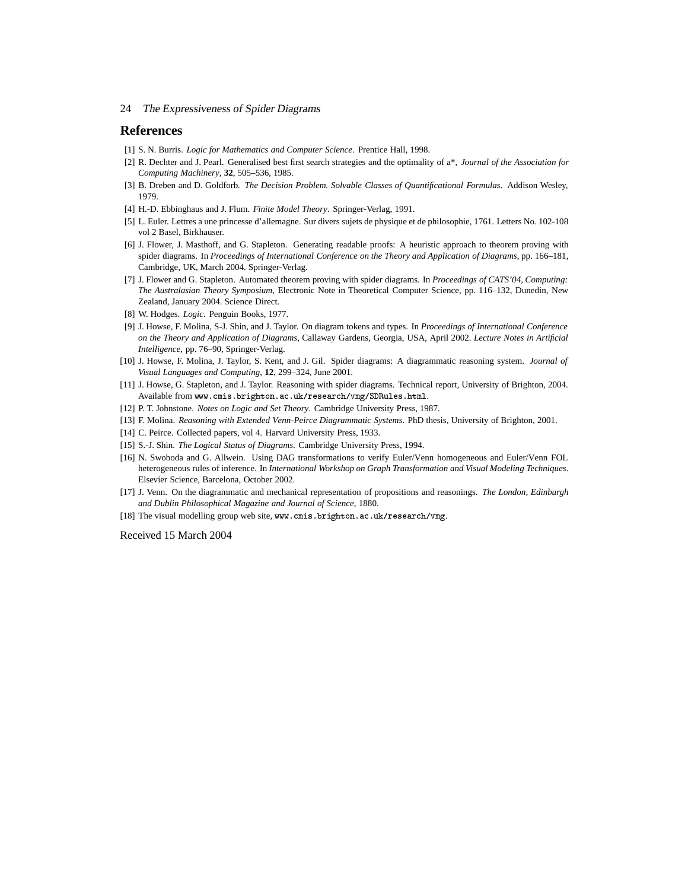## References

[1] S. N. Burris. *Logic for Mathematics and Computer Science*. Prentice Hall, 1998.

[2] R. Dechter and J. Pearl. Generalised best first search strategies and the optimality of a*, *Journal of the Association for Computing Machinery*, **32**, 505–536, 1985.

[3] B. Dreben and D. Goldforb. *The Decision Problem. Solvable Classes of Quantificational Formulas*. Addison Wesley, 1979.

[4] H.-D. Ebbinghaus and J. Flum. *Finite Model Theory*. Springer-Verlag, 1991.

[5] L. Euler. Lettres a une princesse d'allemagne. Sur divers sujets de physique et de philosophie, 1761. Letters No. 102-108 vol 2 Basel, Birkhauser.

[6] J. Flower, J. Masthoff, and G. Stapleton. Generating readable proofs: A heuristic approach to theorem proving with spider diagrams. In *Proceedings of International Conference on the Theory and Application of Diagrams*, pp. 166–181, Cambridge, UK, March 2004. Springer-Verlag.

[7] J. Flower and G. Stapleton. Automated theorem proving with spider diagrams. In *Proceedings of CATS'04, Computing: The Australasian Theory Symposium*, Electronic Note in Theoretical Computer Science, pp. 116–132, Dunedin, New Zealand, January 2004. Science Direct.

[8] W. Hodges. *Logic*. Penguin Books, 1977.

[9] J. Howse, F. Molina, S-J. Shin, and J. Taylor. On diagram tokens and types. In *Proceedings of International Conference on the Theory and Application of Diagrams*, Callaway Gardens, Georgia, USA, April 2002. *Lecture Notes in Artificial Intelligence*, pp. 76–90, Springer-Verlag.

[10] J. Howse, F. Molina, J. Taylor, S. Kent, and J. Gil. Spider diagrams: A diagrammatic reasoning system. *Journal of Visual Languages and Computing*, **12**, 299–324, June 2001.

[11] J. Howse, G. Stapleton, and J. Taylor. Reasoning with spider diagrams. Technical report, University of Brighton, 2004. Available from `www.cmis.brighton.ac.uk/research/vmg/SDRules.html`.

[12] P. T. Johnstone. *Notes on Logic and Set Theory*. Cambridge University Press, 1987.

[13] F. Molina. *Reasoning with Extended Venn-Peirce Diagrammatic Systems*. PhD thesis, University of Brighton, 2001.

[14] C. Peirce. Collected papers, vol 4. Harvard University Press, 1933.

[15] S.-J. Shin. *The Logical Status of Diagrams*. Cambridge University Press, 1994.

[16] N. Swoboda and G. Allwein. Using DAG transformations to verify Euler/Venn homogeneous and Euler/Venn FOL heterogeneous rules of inference. In *International Workshop on Graph Transformation and Visual Modeling Techniques*. Elsevier Science, Barcelona, October 2002.

[17] J. Venn. On the diagrammatic and mechanical representation of propositions and reasonings. *The London, Edinburgh and Dublin Philosophical Magazine and Journal of Science*, 1880.

[18] The visual modelling group web site, `www.cmis.brighton.ac.uk/research/vmg`.

Received 15 March 2004